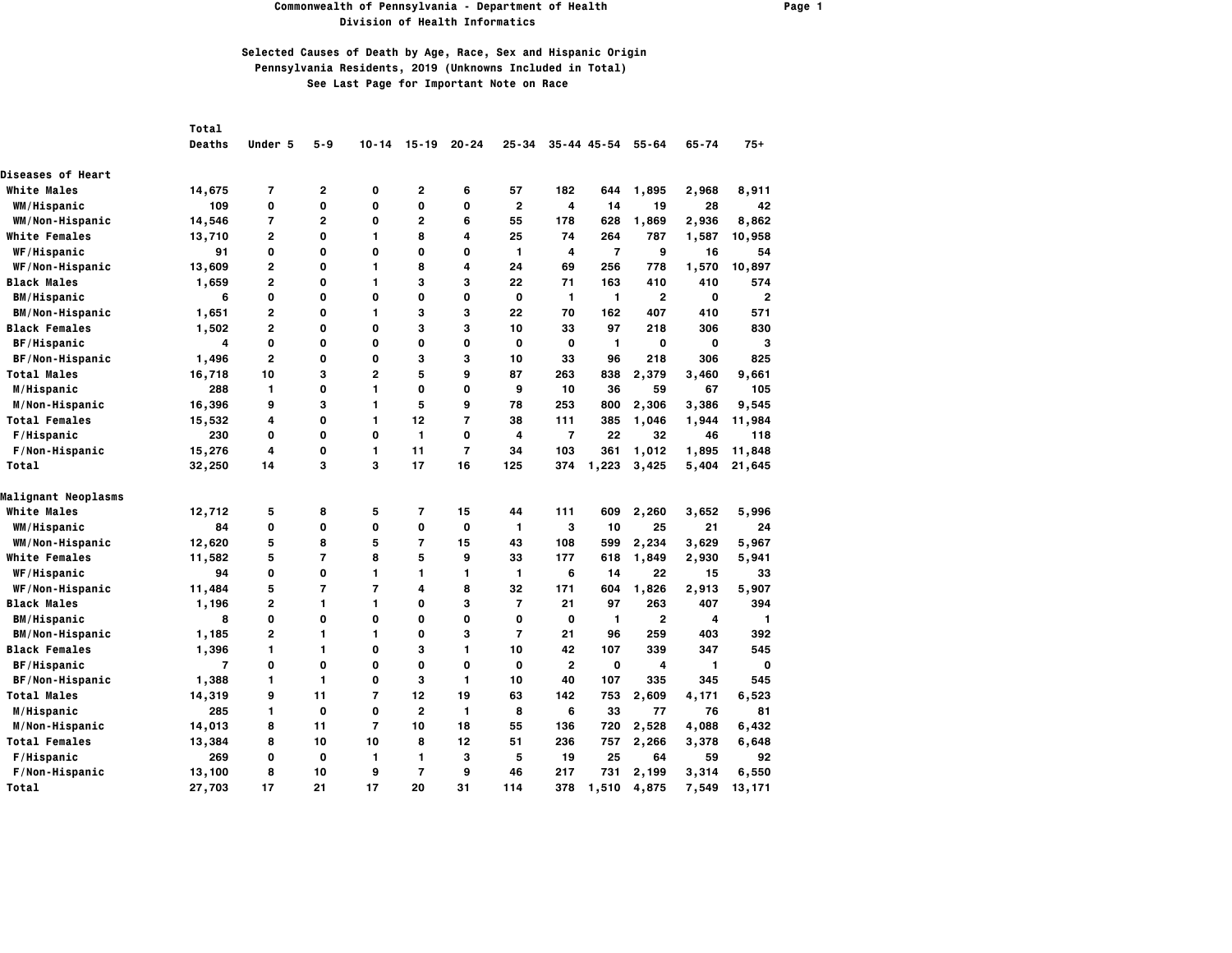# Commonwealth of Pennsylvania - Department of Health

## Division of Health Informatics

### Selected Causes of Death by Age, Race, Sex and Hispanic Origin
### Pennsylvania Residents, 2019 (Unknowns Included in Total)
### See Last Page for Important Note on Race

| | Total Deaths | Under 5 | 5-9 | 10-14 | 15-19 | 20-24 | 25-34 | 35-44 | 45-54 | 55-64 | 65-74 | 75+ |
|---|---|---|---|---|---|---|---|---|---|---|---|---|
| **Diseases of Heart** | | | | | | | | | | | | |
| White Males | 14,675 | 7 | 2 | 0 | 2 | 6 | 57 | 182 | 644 | 1,895 | 2,968 | 8,911 |
| WM/Hispanic | 109 | 0 | 0 | 0 | 0 | 0 | 2 | 4 | 14 | 19 | 28 | 42 |
| WM/Non-Hispanic | 14,546 | 7 | 2 | 0 | 2 | 6 | 55 | 178 | 628 | 1,869 | 2,936 | 8,862 |
| White Females | 13,710 | 2 | 0 | 1 | 8 | 4 | 25 | 74 | 264 | 787 | 1,587 | 10,958 |
| WF/Hispanic | 91 | 0 | 0 | 0 | 0 | 0 | 1 | 4 | 7 | 9 | 16 | 54 |
| WF/Non-Hispanic | 13,609 | 2 | 0 | 1 | 8 | 4 | 24 | 69 | 256 | 778 | 1,570 | 10,897 |
| Black Males | 1,659 | 2 | 0 | 1 | 3 | 3 | 22 | 71 | 163 | 410 | 410 | 574 |
| BM/Hispanic | 6 | 0 | 0 | 0 | 0 | 0 | 0 | 1 | 1 | 2 | 0 | 2 |
| BM/Non-Hispanic | 1,651 | 2 | 0 | 1 | 3 | 3 | 22 | 70 | 162 | 407 | 410 | 571 |
| Black Females | 1,502 | 2 | 0 | 0 | 3 | 3 | 10 | 33 | 97 | 218 | 306 | 830 |
| BF/Hispanic | 4 | 0 | 0 | 0 | 0 | 0 | 0 | 0 | 1 | 0 | 0 | 3 |
| BF/Non-Hispanic | 1,496 | 2 | 0 | 0 | 3 | 3 | 10 | 33 | 96 | 218 | 306 | 825 |
| Total Males | 16,718 | 10 | 3 | 2 | 5 | 9 | 87 | 263 | 838 | 2,379 | 3,460 | 9,661 |
| M/Hispanic | 288 | 1 | 0 | 1 | 0 | 0 | 9 | 10 | 36 | 59 | 67 | 105 |
| M/Non-Hispanic | 16,396 | 9 | 3 | 1 | 5 | 9 | 78 | 253 | 800 | 2,306 | 3,386 | 9,545 |
| Total Females | 15,532 | 4 | 0 | 1 | 12 | 7 | 38 | 111 | 385 | 1,046 | 1,944 | 11,984 |
| F/Hispanic | 230 | 0 | 0 | 0 | 1 | 0 | 4 | 7 | 22 | 32 | 46 | 118 |
| F/Non-Hispanic | 15,276 | 4 | 0 | 1 | 11 | 7 | 34 | 103 | 361 | 1,012 | 1,895 | 11,848 |
| Total | 32,250 | 14 | 3 | 3 | 17 | 16 | 125 | 374 | 1,223 | 3,425 | 5,404 | 21,645 |
| **Malignant Neoplasms** | | | | | | | | | | | | |
| White Males | 12,712 | 5 | 8 | 5 | 7 | 15 | 44 | 111 | 609 | 2,260 | 3,652 | 5,996 |
| WM/Hispanic | 84 | 0 | 0 | 0 | 0 | 0 | 1 | 3 | 10 | 25 | 21 | 24 |
| WM/Non-Hispanic | 12,620 | 5 | 8 | 5 | 7 | 15 | 43 | 108 | 599 | 2,234 | 3,629 | 5,967 |
| White Females | 11,582 | 5 | 7 | 8 | 5 | 9 | 33 | 177 | 618 | 1,849 | 2,930 | 5,941 |
| WF/Hispanic | 94 | 0 | 0 | 1 | 1 | 1 | 1 | 6 | 14 | 22 | 15 | 33 |
| WF/Non-Hispanic | 11,484 | 5 | 7 | 7 | 4 | 8 | 32 | 171 | 604 | 1,826 | 2,913 | 5,907 |
| Black Males | 1,196 | 2 | 1 | 1 | 0 | 3 | 7 | 21 | 97 | 263 | 407 | 394 |
| BM/Hispanic | 8 | 0 | 0 | 0 | 0 | 0 | 0 | 0 | 1 | 2 | 4 | 1 |
| BM/Non-Hispanic | 1,185 | 2 | 1 | 1 | 0 | 3 | 7 | 21 | 96 | 259 | 403 | 392 |
| Black Females | 1,396 | 1 | 1 | 0 | 3 | 1 | 10 | 42 | 107 | 339 | 347 | 545 |
| BF/Hispanic | 7 | 0 | 0 | 0 | 0 | 0 | 0 | 2 | 0 | 4 | 1 | 0 |
| BF/Non-Hispanic | 1,388 | 1 | 1 | 0 | 3 | 1 | 10 | 40 | 107 | 335 | 345 | 545 |
| Total Males | 14,319 | 9 | 11 | 7 | 12 | 19 | 63 | 142 | 753 | 2,609 | 4,171 | 6,523 |
| M/Hispanic | 285 | 1 | 0 | 0 | 2 | 1 | 8 | 6 | 33 | 77 | 76 | 81 |
| M/Non-Hispanic | 14,013 | 8 | 11 | 7 | 10 | 18 | 55 | 136 | 720 | 2,528 | 4,088 | 6,432 |
| Total Females | 13,384 | 8 | 10 | 10 | 8 | 12 | 51 | 236 | 757 | 2,266 | 3,378 | 6,648 |
| F/Hispanic | 269 | 0 | 0 | 1 | 1 | 3 | 5 | 19 | 25 | 64 | 59 | 92 |
| F/Non-Hispanic | 13,100 | 8 | 10 | 9 | 7 | 9 | 46 | 217 | 731 | 2,199 | 3,314 | 6,550 |
| Total | 27,703 | 17 | 21 | 17 | 20 | 31 | 114 | 378 | 1,510 | 4,875 | 7,549 | 13,171 |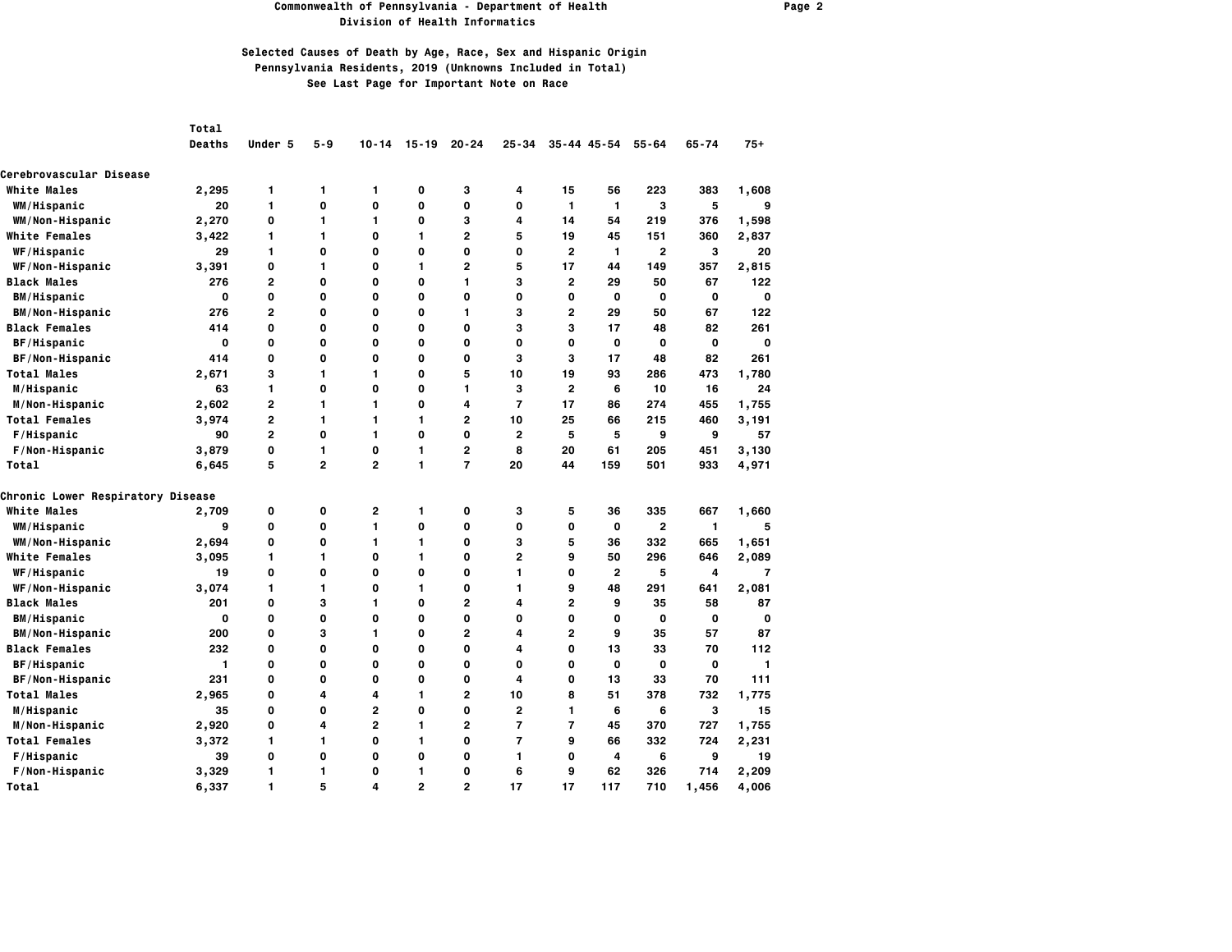# Commonwealth of Pennsylvania - Department of Health
## Division of Health Informatics

### Selected Causes of Death by Age, Race, Sex and Hispanic Origin
### Pennsylvania Residents, 2019 (Unknowns Included in Total)
### See Last Page for Important Note on Race

| | Total Deaths | Under 5 | 5-9 | 10-14 | 15-19 | 20-24 | 25-34 | 35-44 | 45-54 | 55-64 | 65-74 | 75+ |
|---|---|---|---|---|---|---|---|---|---|---|---|---|
| **Cerebrovascular Disease** | | | | | | | | | | | | |
| White Males | 2,295 | 1 | 1 | 1 | 0 | 3 | 4 | 15 | 56 | 223 | 383 | 1,608 |
| WM/Hispanic | 20 | 1 | 0 | 0 | 0 | 0 | 0 | 1 | 1 | 3 | 5 | 9 |
| WM/Non-Hispanic | 2,270 | 0 | 1 | 1 | 0 | 3 | 4 | 14 | 54 | 219 | 376 | 1,598 |
| White Females | 3,422 | 1 | 1 | 0 | 1 | 2 | 5 | 19 | 45 | 151 | 360 | 2,837 |
| WF/Hispanic | 29 | 1 | 0 | 0 | 0 | 0 | 0 | 2 | 1 | 2 | 3 | 20 |
| WF/Non-Hispanic | 3,391 | 0 | 1 | 0 | 1 | 2 | 5 | 17 | 44 | 149 | 357 | 2,815 |
| Black Males | 276 | 2 | 0 | 0 | 0 | 1 | 3 | 2 | 29 | 50 | 67 | 122 |
| BM/Hispanic | 0 | 0 | 0 | 0 | 0 | 0 | 0 | 0 | 0 | 0 | 0 | 0 |
| BM/Non-Hispanic | 276 | 2 | 0 | 0 | 0 | 1 | 3 | 2 | 29 | 50 | 67 | 122 |
| Black Females | 414 | 0 | 0 | 0 | 0 | 0 | 3 | 3 | 17 | 48 | 82 | 261 |
| BF/Hispanic | 0 | 0 | 0 | 0 | 0 | 0 | 0 | 0 | 0 | 0 | 0 | 0 |
| BF/Non-Hispanic | 414 | 0 | 0 | 0 | 0 | 0 | 3 | 3 | 17 | 48 | 82 | 261 |
| Total Males | 2,671 | 3 | 1 | 1 | 0 | 5 | 10 | 19 | 93 | 286 | 473 | 1,780 |
| M/Hispanic | 63 | 1 | 0 | 0 | 0 | 1 | 3 | 2 | 6 | 10 | 16 | 24 |
| M/Non-Hispanic | 2,602 | 2 | 1 | 1 | 0 | 4 | 7 | 17 | 86 | 274 | 455 | 1,755 |
| Total Females | 3,974 | 2 | 1 | 1 | 1 | 2 | 10 | 25 | 66 | 215 | 460 | 3,191 |
| F/Hispanic | 90 | 2 | 0 | 1 | 0 | 0 | 2 | 5 | 5 | 9 | 9 | 57 |
| F/Non-Hispanic | 3,879 | 0 | 1 | 0 | 1 | 2 | 8 | 20 | 61 | 205 | 451 | 3,130 |
| Total | 6,645 | 5 | 2 | 2 | 1 | 7 | 20 | 44 | 159 | 501 | 933 | 4,971 |
| **Chronic Lower Respiratory Disease** | | | | | | | | | | | | |
| White Males | 2,709 | 0 | 0 | 2 | 1 | 0 | 3 | 5 | 36 | 335 | 667 | 1,660 |
| WM/Hispanic | 9 | 0 | 0 | 1 | 0 | 0 | 0 | 0 | 0 | 2 | 1 | 5 |
| WM/Non-Hispanic | 2,694 | 0 | 0 | 1 | 1 | 0 | 3 | 5 | 36 | 332 | 665 | 1,651 |
| White Females | 3,095 | 1 | 1 | 0 | 1 | 0 | 2 | 9 | 50 | 296 | 646 | 2,089 |
| WF/Hispanic | 19 | 0 | 0 | 0 | 0 | 0 | 1 | 0 | 2 | 5 | 4 | 7 |
| WF/Non-Hispanic | 3,074 | 1 | 1 | 0 | 1 | 0 | 1 | 9 | 48 | 291 | 641 | 2,081 |
| Black Males | 201 | 0 | 3 | 1 | 0 | 2 | 4 | 2 | 9 | 35 | 58 | 87 |
| BM/Hispanic | 0 | 0 | 0 | 0 | 0 | 0 | 0 | 0 | 0 | 0 | 0 | 0 |
| BM/Non-Hispanic | 200 | 0 | 3 | 1 | 0 | 2 | 4 | 2 | 9 | 35 | 57 | 87 |
| Black Females | 232 | 0 | 0 | 0 | 0 | 0 | 4 | 0 | 13 | 33 | 70 | 112 |
| BF/Hispanic | 1 | 0 | 0 | 0 | 0 | 0 | 0 | 0 | 0 | 0 | 0 | 1 |
| BF/Non-Hispanic | 231 | 0 | 0 | 0 | 0 | 0 | 4 | 0 | 13 | 33 | 70 | 111 |
| Total Males | 2,965 | 0 | 4 | 4 | 1 | 2 | 10 | 8 | 51 | 378 | 732 | 1,775 |
| M/Hispanic | 35 | 0 | 0 | 2 | 0 | 0 | 2 | 1 | 6 | 6 | 3 | 15 |
| M/Non-Hispanic | 2,920 | 0 | 4 | 2 | 1 | 2 | 7 | 7 | 45 | 370 | 727 | 1,755 |
| Total Females | 3,372 | 1 | 1 | 0 | 1 | 0 | 7 | 9 | 66 | 332 | 724 | 2,231 |
| F/Hispanic | 39 | 0 | 0 | 0 | 0 | 0 | 1 | 0 | 4 | 6 | 9 | 19 |
| F/Non-Hispanic | 3,329 | 1 | 1 | 0 | 1 | 0 | 6 | 9 | 62 | 326 | 714 | 2,209 |
| Total | 6,337 | 1 | 5 | 4 | 2 | 2 | 17 | 17 | 117 | 710 | 1,456 | 4,006 |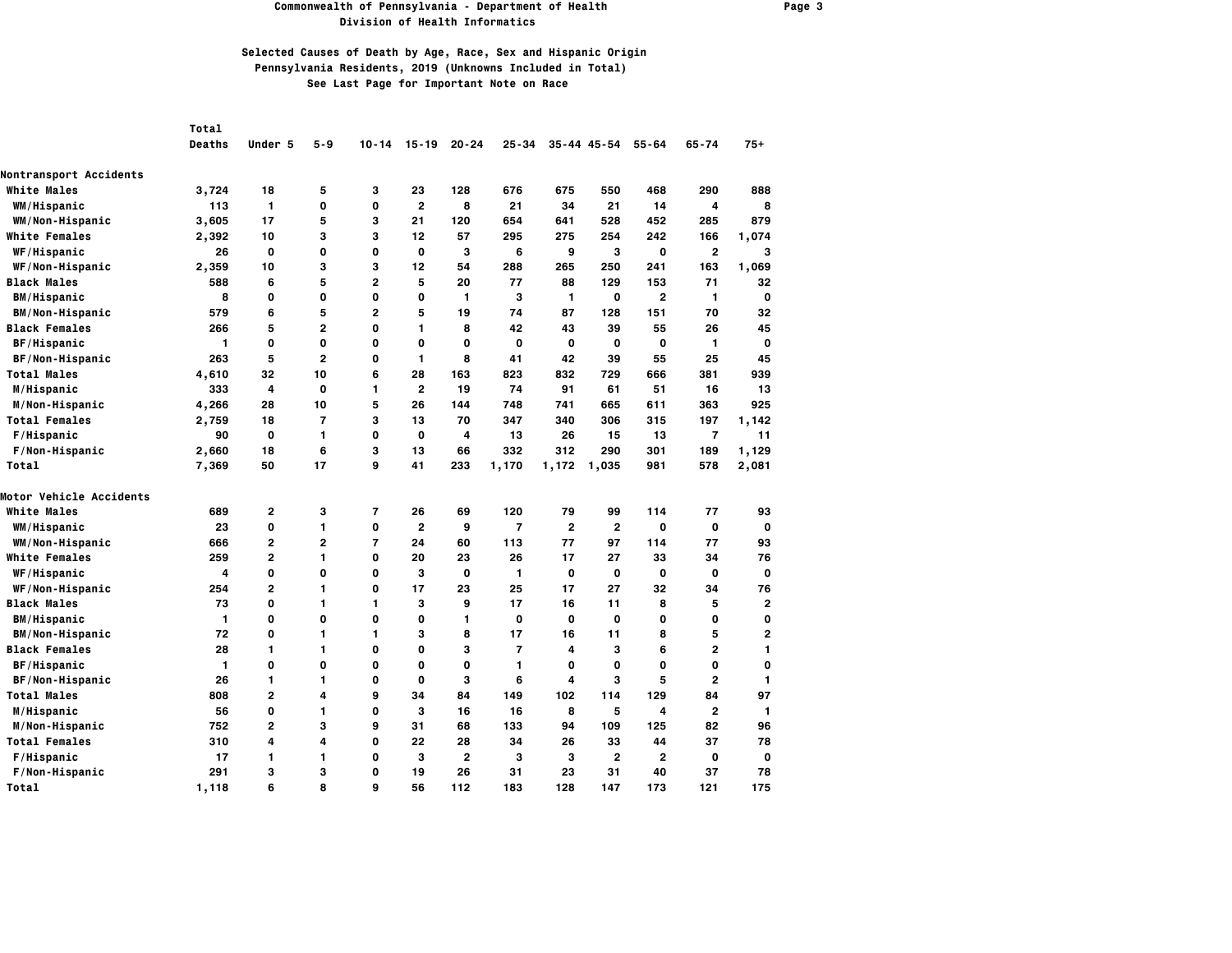# Commonwealth of Pennsylvania - Department of Health
## Division of Health Informatics

### Selected Causes of Death by Age, Race, Sex and Hispanic Origin
### Pennsylvania Residents, 2019 (Unknowns Included in Total)
### See Last Page for Important Note on Race

| | Total Deaths | Under 5 | 5-9 | 10-14 | 15-19 | 20-24 | 25-34 | 35-44 | 45-54 | 55-64 | 65-74 | 75+ |
|---|---|---|---|---|---|---|---|---|---|---|---|---|
| **Nontransport Accidents** | | | | | | | | | | | | |
| White Males | 3,724 | 18 | 5 | 3 | 23 | 128 | 676 | 675 | 550 | 468 | 290 | 888 |
| WM/Hispanic | 113 | 1 | 0 | 0 | 2 | 8 | 21 | 34 | 21 | 14 | 4 | 8 |
| WM/Non-Hispanic | 3,605 | 17 | 5 | 3 | 21 | 120 | 654 | 641 | 528 | 452 | 285 | 879 |
| White Females | 2,392 | 10 | 3 | 3 | 12 | 57 | 295 | 275 | 254 | 242 | 166 | 1,074 |
| WF/Hispanic | 26 | 0 | 0 | 0 | 0 | 3 | 6 | 9 | 3 | 0 | 2 | 3 |
| WF/Non-Hispanic | 2,359 | 10 | 3 | 3 | 12 | 54 | 288 | 265 | 250 | 241 | 163 | 1,069 |
| Black Males | 588 | 6 | 5 | 2 | 5 | 20 | 77 | 88 | 129 | 153 | 71 | 32 |
| BM/Hispanic | 8 | 0 | 0 | 0 | 0 | 1 | 3 | 1 | 0 | 2 | 1 | 0 |
| BM/Non-Hispanic | 579 | 6 | 5 | 2 | 5 | 19 | 74 | 87 | 128 | 151 | 70 | 32 |
| Black Females | 266 | 5 | 2 | 0 | 1 | 8 | 42 | 43 | 39 | 55 | 26 | 45 |
| BF/Hispanic | 1 | 0 | 0 | 0 | 0 | 0 | 0 | 0 | 0 | 0 | 1 | 0 |
| BF/Non-Hispanic | 263 | 5 | 2 | 0 | 1 | 8 | 41 | 42 | 39 | 55 | 25 | 45 |
| Total Males | 4,610 | 32 | 10 | 6 | 28 | 163 | 823 | 832 | 729 | 666 | 381 | 939 |
| M/Hispanic | 333 | 4 | 0 | 1 | 2 | 19 | 74 | 91 | 61 | 51 | 16 | 13 |
| M/Non-Hispanic | 4,266 | 28 | 10 | 5 | 26 | 144 | 748 | 741 | 665 | 611 | 363 | 925 |
| Total Females | 2,759 | 18 | 7 | 3 | 13 | 70 | 347 | 340 | 306 | 315 | 197 | 1,142 |
| F/Hispanic | 90 | 0 | 1 | 0 | 0 | 4 | 13 | 26 | 15 | 13 | 7 | 11 |
| F/Non-Hispanic | 2,660 | 18 | 6 | 3 | 13 | 66 | 332 | 312 | 290 | 301 | 189 | 1,129 |
| Total | 7,369 | 50 | 17 | 9 | 41 | 233 | 1,170 | 1,172 | 1,035 | 981 | 578 | 2,081 |
| **Motor Vehicle Accidents** | | | | | | | | | | | | |
| White Males | 689 | 2 | 3 | 7 | 26 | 69 | 120 | 79 | 99 | 114 | 77 | 93 |
| WM/Hispanic | 23 | 0 | 1 | 0 | 2 | 9 | 7 | 2 | 2 | 0 | 0 | 0 |
| WM/Non-Hispanic | 666 | 2 | 2 | 7 | 24 | 60 | 113 | 77 | 97 | 114 | 77 | 93 |
| White Females | 259 | 2 | 1 | 0 | 20 | 23 | 26 | 17 | 27 | 33 | 34 | 76 |
| WF/Hispanic | 4 | 0 | 0 | 0 | 3 | 0 | 1 | 0 | 0 | 0 | 0 | 0 |
| WF/Non-Hispanic | 254 | 2 | 1 | 0 | 17 | 23 | 25 | 17 | 27 | 32 | 34 | 76 |
| Black Males | 73 | 0 | 1 | 1 | 3 | 9 | 17 | 16 | 11 | 8 | 5 | 2 |
| BM/Hispanic | 1 | 0 | 0 | 0 | 0 | 1 | 0 | 0 | 0 | 0 | 0 | 0 |
| BM/Non-Hispanic | 72 | 0 | 1 | 1 | 3 | 8 | 17 | 16 | 11 | 8 | 5 | 2 |
| Black Females | 28 | 1 | 1 | 0 | 0 | 3 | 7 | 4 | 3 | 6 | 2 | 1 |
| BF/Hispanic | 1 | 0 | 0 | 0 | 0 | 0 | 1 | 0 | 0 | 0 | 0 | 0 |
| BF/Non-Hispanic | 26 | 1 | 1 | 0 | 0 | 3 | 6 | 4 | 3 | 5 | 2 | 1 |
| Total Males | 808 | 2 | 4 | 9 | 34 | 84 | 149 | 102 | 114 | 129 | 84 | 97 |
| M/Hispanic | 56 | 0 | 1 | 0 | 3 | 16 | 16 | 8 | 5 | 4 | 2 | 1 |
| M/Non-Hispanic | 752 | 2 | 3 | 9 | 31 | 68 | 133 | 94 | 109 | 125 | 82 | 96 |
| Total Females | 310 | 4 | 4 | 0 | 22 | 28 | 34 | 26 | 33 | 44 | 37 | 78 |
| F/Hispanic | 17 | 1 | 1 | 0 | 3 | 2 | 3 | 3 | 2 | 2 | 0 | 0 |
| F/Non-Hispanic | 291 | 3 | 3 | 0 | 19 | 26 | 31 | 23 | 31 | 40 | 37 | 78 |
| Total | 1,118 | 6 | 8 | 9 | 56 | 112 | 183 | 128 | 147 | 173 | 121 | 175 |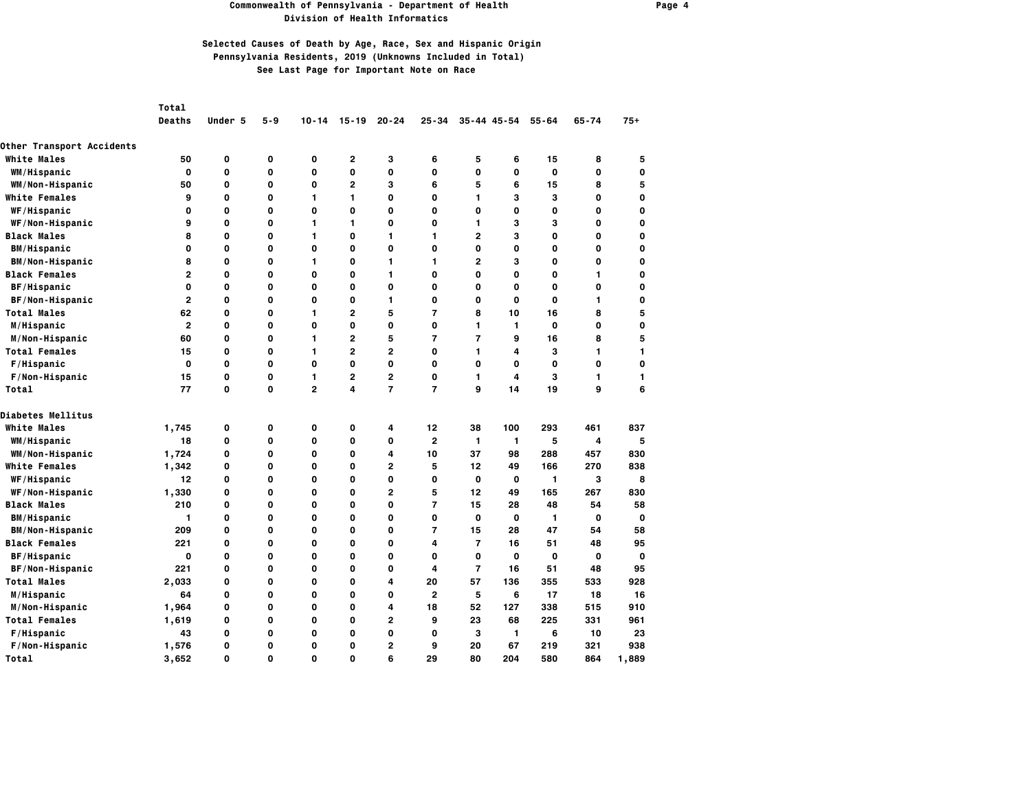# Commonwealth of Pennsylvania - Department of Health
## Division of Health Informatics

### Selected Causes of Death by Age, Race, Sex and Hispanic Origin
### Pennsylvania Residents, 2019 (Unknowns Included in Total)
### See Last Page for Important Note on Race

| | Total Deaths | Under 5 | 5-9 | 10-14 | 15-19 | 20-24 | 25-34 | 35-44 | 45-54 | 55-64 | 65-74 | 75+ |
|---|---|---|---|---|---|---|---|---|---|---|---|---|
| **Other Transport Accidents** | | | | | | | | | | | | |
| White Males | 50 | 0 | 0 | 0 | 2 | 3 | 6 | 5 | 6 | 15 | 8 | 5 |
| WM/Hispanic | 0 | 0 | 0 | 0 | 0 | 0 | 0 | 0 | 0 | 0 | 0 | 0 |
| WM/Non-Hispanic | 50 | 0 | 0 | 0 | 2 | 3 | 6 | 5 | 6 | 15 | 8 | 5 |
| White Females | 9 | 0 | 0 | 1 | 1 | 0 | 0 | 1 | 3 | 3 | 0 | 0 |
| WF/Hispanic | 0 | 0 | 0 | 0 | 0 | 0 | 0 | 0 | 0 | 0 | 0 | 0 |
| WF/Non-Hispanic | 9 | 0 | 0 | 1 | 1 | 0 | 0 | 1 | 3 | 3 | 0 | 0 |
| Black Males | 8 | 0 | 0 | 1 | 0 | 1 | 1 | 2 | 3 | 0 | 0 | 0 |
| BM/Hispanic | 0 | 0 | 0 | 0 | 0 | 0 | 0 | 0 | 0 | 0 | 0 | 0 |
| BM/Non-Hispanic | 8 | 0 | 0 | 1 | 0 | 1 | 1 | 2 | 3 | 0 | 0 | 0 |
| Black Females | 2 | 0 | 0 | 0 | 0 | 1 | 0 | 0 | 0 | 0 | 1 | 0 |
| BF/Hispanic | 0 | 0 | 0 | 0 | 0 | 0 | 0 | 0 | 0 | 0 | 0 | 0 |
| BF/Non-Hispanic | 2 | 0 | 0 | 0 | 0 | 1 | 0 | 0 | 0 | 0 | 1 | 0 |
| Total Males | 62 | 0 | 0 | 1 | 2 | 5 | 7 | 8 | 10 | 16 | 8 | 5 |
| M/Hispanic | 2 | 0 | 0 | 0 | 0 | 0 | 0 | 1 | 1 | 0 | 0 | 0 |
| M/Non-Hispanic | 60 | 0 | 0 | 1 | 2 | 5 | 7 | 7 | 9 | 16 | 8 | 5 |
| Total Females | 15 | 0 | 0 | 1 | 2 | 2 | 0 | 1 | 4 | 3 | 1 | 1 |
| F/Hispanic | 0 | 0 | 0 | 0 | 0 | 0 | 0 | 0 | 0 | 0 | 0 | 0 |
| F/Non-Hispanic | 15 | 0 | 0 | 1 | 2 | 2 | 0 | 1 | 4 | 3 | 1 | 1 |
| Total | 77 | 0 | 0 | 2 | 4 | 7 | 7 | 9 | 14 | 19 | 9 | 6 |
| **Diabetes Mellitus** | | | | | | | | | | | | |
| White Males | 1,745 | 0 | 0 | 0 | 0 | 4 | 12 | 38 | 100 | 293 | 461 | 837 |
| WM/Hispanic | 18 | 0 | 0 | 0 | 0 | 0 | 2 | 1 | 1 | 5 | 4 | 5 |
| WM/Non-Hispanic | 1,724 | 0 | 0 | 0 | 0 | 4 | 10 | 37 | 98 | 288 | 457 | 830 |
| White Females | 1,342 | 0 | 0 | 0 | 0 | 2 | 5 | 12 | 49 | 166 | 270 | 838 |
| WF/Hispanic | 12 | 0 | 0 | 0 | 0 | 0 | 0 | 0 | 0 | 1 | 3 | 8 |
| WF/Non-Hispanic | 1,330 | 0 | 0 | 0 | 0 | 2 | 5 | 12 | 49 | 165 | 267 | 830 |
| Black Males | 210 | 0 | 0 | 0 | 0 | 0 | 7 | 15 | 28 | 48 | 54 | 58 |
| BM/Hispanic | 1 | 0 | 0 | 0 | 0 | 0 | 0 | 0 | 0 | 1 | 0 | 0 |
| BM/Non-Hispanic | 209 | 0 | 0 | 0 | 0 | 0 | 7 | 15 | 28 | 47 | 54 | 58 |
| Black Females | 221 | 0 | 0 | 0 | 0 | 0 | 4 | 7 | 16 | 51 | 48 | 95 |
| BF/Hispanic | 0 | 0 | 0 | 0 | 0 | 0 | 0 | 0 | 0 | 0 | 0 | 0 |
| BF/Non-Hispanic | 221 | 0 | 0 | 0 | 0 | 0 | 4 | 7 | 16 | 51 | 48 | 95 |
| Total Males | 2,033 | 0 | 0 | 0 | 0 | 4 | 20 | 57 | 136 | 355 | 533 | 928 |
| M/Hispanic | 64 | 0 | 0 | 0 | 0 | 0 | 2 | 5 | 6 | 17 | 18 | 16 |
| M/Non-Hispanic | 1,964 | 0 | 0 | 0 | 0 | 4 | 18 | 52 | 127 | 338 | 515 | 910 |
| Total Females | 1,619 | 0 | 0 | 0 | 0 | 2 | 9 | 23 | 68 | 225 | 331 | 961 |
| F/Hispanic | 43 | 0 | 0 | 0 | 0 | 0 | 0 | 3 | 1 | 6 | 10 | 23 |
| F/Non-Hispanic | 1,576 | 0 | 0 | 0 | 0 | 2 | 9 | 20 | 67 | 219 | 321 | 938 |
| Total | 3,652 | 0 | 0 | 0 | 0 | 6 | 29 | 80 | 204 | 580 | 864 | 1,889 |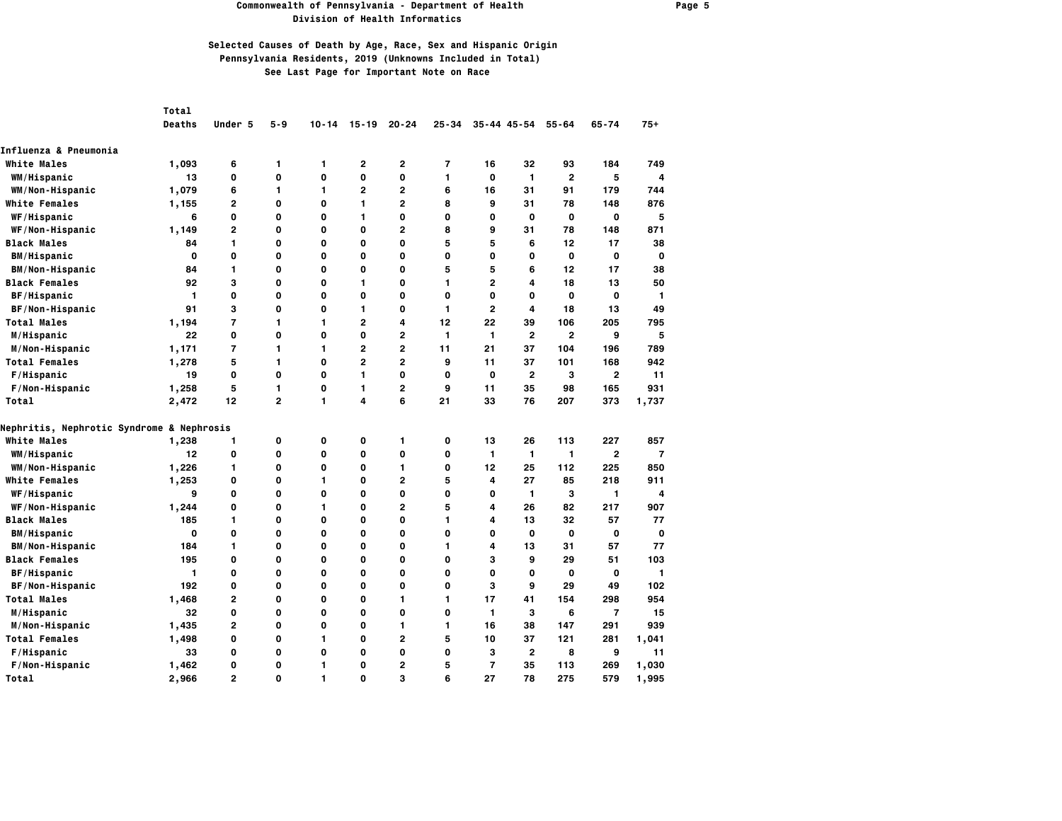**Commonwealth of Pennsylvania - Department of Health**
**Division of Health Informatics**

**Selected Causes of Death by Age, Race, Sex and Hispanic Origin**
**Pennsylvania Residents, 2019 (Unknowns Included in Total)**
**See Last Page for Important Note on Race**

| | Total Deaths | Under 5 | 5-9 | 10-14 | 15-19 | 20-24 | 25-34 | 35-44 | 45-54 | 55-64 | 65-74 | 75+ |
|---|---|---|---|---|---|---|---|---|---|---|---|---|
| **Influenza & Pneumonia** | | | | | | | | | | | | |
| White Males | 1,093 | 6 | 1 | 1 | 2 | 2 | 7 | 16 | 32 | 93 | 184 | 749 |
| WM/Hispanic | 13 | 0 | 0 | 0 | 0 | 0 | 1 | 0 | 1 | 2 | 5 | 4 |
| WM/Non-Hispanic | 1,079 | 6 | 1 | 1 | 2 | 2 | 6 | 16 | 31 | 91 | 179 | 744 |
| White Females | 1,155 | 2 | 0 | 0 | 1 | 2 | 8 | 9 | 31 | 78 | 148 | 876 |
| WF/Hispanic | 6 | 0 | 0 | 0 | 1 | 0 | 0 | 0 | 0 | 0 | 0 | 5 |
| WF/Non-Hispanic | 1,149 | 2 | 0 | 0 | 0 | 2 | 8 | 9 | 31 | 78 | 148 | 871 |
| Black Males | 84 | 1 | 0 | 0 | 0 | 0 | 5 | 5 | 6 | 12 | 17 | 38 |
| BM/Hispanic | 0 | 0 | 0 | 0 | 0 | 0 | 0 | 0 | 0 | 0 | 0 | 0 |
| BM/Non-Hispanic | 84 | 1 | 0 | 0 | 0 | 0 | 5 | 5 | 6 | 12 | 17 | 38 |
| Black Females | 92 | 3 | 0 | 0 | 1 | 0 | 1 | 2 | 4 | 18 | 13 | 50 |
| BF/Hispanic | 1 | 0 | 0 | 0 | 0 | 0 | 0 | 0 | 0 | 0 | 0 | 1 |
| BF/Non-Hispanic | 91 | 3 | 0 | 0 | 1 | 0 | 1 | 2 | 4 | 18 | 13 | 49 |
| Total Males | 1,194 | 7 | 1 | 1 | 2 | 4 | 12 | 22 | 39 | 106 | 205 | 795 |
| M/Hispanic | 22 | 0 | 0 | 0 | 0 | 2 | 1 | 1 | 2 | 2 | 9 | 5 |
| M/Non-Hispanic | 1,171 | 7 | 1 | 1 | 2 | 2 | 11 | 21 | 37 | 104 | 196 | 789 |
| Total Females | 1,278 | 5 | 1 | 0 | 2 | 2 | 9 | 11 | 37 | 101 | 168 | 942 |
| F/Hispanic | 19 | 0 | 0 | 0 | 1 | 0 | 0 | 0 | 2 | 3 | 2 | 11 |
| F/Non-Hispanic | 1,258 | 5 | 1 | 0 | 1 | 2 | 9 | 11 | 35 | 98 | 165 | 931 |
| Total | 2,472 | 12 | 2 | 1 | 4 | 6 | 21 | 33 | 76 | 207 | 373 | 1,737 |
| **Nephritis, Nephrotic Syndrome & Nephrosis** | | | | | | | | | | | | |
| White Males | 1,238 | 1 | 0 | 0 | 0 | 1 | 0 | 13 | 26 | 113 | 227 | 857 |
| WM/Hispanic | 12 | 0 | 0 | 0 | 0 | 0 | 0 | 1 | 1 | 1 | 2 | 7 |
| WM/Non-Hispanic | 1,226 | 1 | 0 | 0 | 0 | 1 | 0 | 12 | 25 | 112 | 225 | 850 |
| White Females | 1,253 | 0 | 0 | 1 | 0 | 2 | 5 | 4 | 27 | 85 | 218 | 911 |
| WF/Hispanic | 9 | 0 | 0 | 0 | 0 | 0 | 0 | 0 | 1 | 3 | 1 | 4 |
| WF/Non-Hispanic | 1,244 | 0 | 0 | 1 | 0 | 2 | 5 | 4 | 26 | 82 | 217 | 907 |
| Black Males | 185 | 1 | 0 | 0 | 0 | 0 | 1 | 4 | 13 | 32 | 57 | 77 |
| BM/Hispanic | 0 | 0 | 0 | 0 | 0 | 0 | 0 | 0 | 0 | 0 | 0 | 0 |
| BM/Non-Hispanic | 184 | 1 | 0 | 0 | 0 | 0 | 1 | 4 | 13 | 31 | 57 | 77 |
| Black Females | 195 | 0 | 0 | 0 | 0 | 0 | 0 | 3 | 9 | 29 | 51 | 103 |
| BF/Hispanic | 1 | 0 | 0 | 0 | 0 | 0 | 0 | 0 | 0 | 0 | 0 | 1 |
| BF/Non-Hispanic | 192 | 0 | 0 | 0 | 0 | 0 | 0 | 3 | 9 | 29 | 49 | 102 |
| Total Males | 1,468 | 2 | 0 | 0 | 0 | 1 | 1 | 17 | 41 | 154 | 298 | 954 |
| M/Hispanic | 32 | 0 | 0 | 0 | 0 | 0 | 0 | 1 | 3 | 6 | 7 | 15 |
| M/Non-Hispanic | 1,435 | 2 | 0 | 0 | 0 | 1 | 1 | 16 | 38 | 147 | 291 | 939 |
| Total Females | 1,498 | 0 | 0 | 1 | 0 | 2 | 5 | 10 | 37 | 121 | 281 | 1,041 |
| F/Hispanic | 33 | 0 | 0 | 0 | 0 | 0 | 0 | 3 | 2 | 8 | 9 | 11 |
| F/Non-Hispanic | 1,462 | 0 | 0 | 1 | 0 | 2 | 5 | 7 | 35 | 113 | 269 | 1,030 |
| Total | 2,966 | 2 | 0 | 1 | 0 | 3 | 6 | 27 | 78 | 275 | 579 | 1,995 |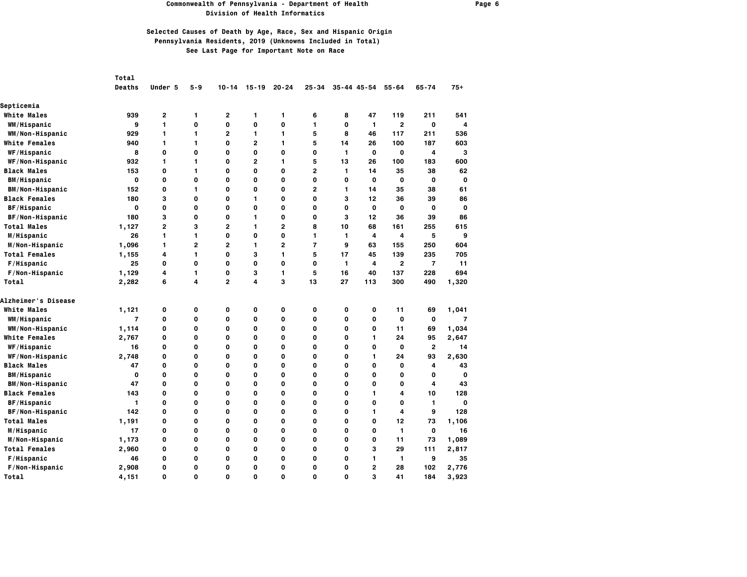**Commonwealth of Pennsylvania - Department of Health**
**Division of Health Informatics**

**Selected Causes of Death by Age, Race, Sex and Hispanic Origin**
**Pennsylvania Residents, 2019 (Unknowns Included in Total)**
**See Last Page for Important Note on Race**

| | Total Deaths | Under 5 | 5-9 | 10-14 | 15-19 | 20-24 | 25-34 | 35-44 | 45-54 | 55-64 | 65-74 | 75+ |
|---|---|---|---|---|---|---|---|---|---|---|---|---|
| **Septicemia** | | | | | | | | | | | | |
| White Males | 939 | 2 | 1 | 2 | 1 | 1 | 6 | 8 | 47 | 119 | 211 | 541 |
| WM/Hispanic | 9 | 1 | 0 | 0 | 0 | 0 | 1 | 0 | 1 | 2 | 0 | 4 |
| WM/Non-Hispanic | 929 | 1 | 1 | 2 | 1 | 1 | 5 | 8 | 46 | 117 | 211 | 536 |
| White Females | 940 | 1 | 1 | 0 | 2 | 1 | 5 | 14 | 26 | 100 | 187 | 603 |
| WF/Hispanic | 8 | 0 | 0 | 0 | 0 | 0 | 0 | 1 | 0 | 0 | 4 | 3 |
| WF/Non-Hispanic | 932 | 1 | 1 | 0 | 2 | 1 | 5 | 13 | 26 | 100 | 183 | 600 |
| Black Males | 153 | 0 | 1 | 0 | 0 | 0 | 2 | 1 | 14 | 35 | 38 | 62 |
| BM/Hispanic | 0 | 0 | 0 | 0 | 0 | 0 | 0 | 0 | 0 | 0 | 0 | 0 |
| BM/Non-Hispanic | 152 | 0 | 1 | 0 | 0 | 0 | 2 | 1 | 14 | 35 | 38 | 61 |
| Black Females | 180 | 3 | 0 | 0 | 1 | 0 | 0 | 3 | 12 | 36 | 39 | 86 |
| BF/Hispanic | 0 | 0 | 0 | 0 | 0 | 0 | 0 | 0 | 0 | 0 | 0 | 0 |
| BF/Non-Hispanic | 180 | 3 | 0 | 0 | 1 | 0 | 0 | 3 | 12 | 36 | 39 | 86 |
| Total Males | 1,127 | 2 | 3 | 2 | 1 | 2 | 8 | 10 | 68 | 161 | 255 | 615 |
| M/Hispanic | 26 | 1 | 1 | 0 | 0 | 0 | 1 | 1 | 4 | 4 | 5 | 9 |
| M/Non-Hispanic | 1,096 | 1 | 2 | 2 | 1 | 2 | 7 | 9 | 63 | 155 | 250 | 604 |
| Total Females | 1,155 | 4 | 1 | 0 | 3 | 1 | 5 | 17 | 45 | 139 | 235 | 705 |
| F/Hispanic | 25 | 0 | 0 | 0 | 0 | 0 | 0 | 1 | 4 | 2 | 7 | 11 |
| F/Non-Hispanic | 1,129 | 4 | 1 | 0 | 3 | 1 | 5 | 16 | 40 | 137 | 228 | 694 |
| Total | 2,282 | 6 | 4 | 2 | 4 | 3 | 13 | 27 | 113 | 300 | 490 | 1,320 |
| **Alzheimer's Disease** | | | | | | | | | | | | |
| White Males | 1,121 | 0 | 0 | 0 | 0 | 0 | 0 | 0 | 0 | 11 | 69 | 1,041 |
| WM/Hispanic | 7 | 0 | 0 | 0 | 0 | 0 | 0 | 0 | 0 | 0 | 0 | 7 |
| WM/Non-Hispanic | 1,114 | 0 | 0 | 0 | 0 | 0 | 0 | 0 | 0 | 11 | 69 | 1,034 |
| White Females | 2,767 | 0 | 0 | 0 | 0 | 0 | 0 | 0 | 1 | 24 | 95 | 2,647 |
| WF/Hispanic | 16 | 0 | 0 | 0 | 0 | 0 | 0 | 0 | 0 | 0 | 2 | 14 |
| WF/Non-Hispanic | 2,748 | 0 | 0 | 0 | 0 | 0 | 0 | 0 | 1 | 24 | 93 | 2,630 |
| Black Males | 47 | 0 | 0 | 0 | 0 | 0 | 0 | 0 | 0 | 0 | 4 | 43 |
| BM/Hispanic | 0 | 0 | 0 | 0 | 0 | 0 | 0 | 0 | 0 | 0 | 0 | 0 |
| BM/Non-Hispanic | 47 | 0 | 0 | 0 | 0 | 0 | 0 | 0 | 0 | 0 | 4 | 43 |
| Black Females | 143 | 0 | 0 | 0 | 0 | 0 | 0 | 0 | 1 | 4 | 10 | 128 |
| BF/Hispanic | 1 | 0 | 0 | 0 | 0 | 0 | 0 | 0 | 0 | 0 | 1 | 0 |
| BF/Non-Hispanic | 142 | 0 | 0 | 0 | 0 | 0 | 0 | 0 | 1 | 4 | 9 | 128 |
| Total Males | 1,191 | 0 | 0 | 0 | 0 | 0 | 0 | 0 | 0 | 12 | 73 | 1,106 |
| M/Hispanic | 17 | 0 | 0 | 0 | 0 | 0 | 0 | 0 | 0 | 1 | 0 | 16 |
| M/Non-Hispanic | 1,173 | 0 | 0 | 0 | 0 | 0 | 0 | 0 | 0 | 11 | 73 | 1,089 |
| Total Females | 2,960 | 0 | 0 | 0 | 0 | 0 | 0 | 0 | 3 | 29 | 111 | 2,817 |
| F/Hispanic | 46 | 0 | 0 | 0 | 0 | 0 | 0 | 0 | 1 | 1 | 9 | 35 |
| F/Non-Hispanic | 2,908 | 0 | 0 | 0 | 0 | 0 | 0 | 0 | 2 | 28 | 102 | 2,776 |
| Total | 4,151 | 0 | 0 | 0 | 0 | 0 | 0 | 0 | 3 | 41 | 184 | 3,923 |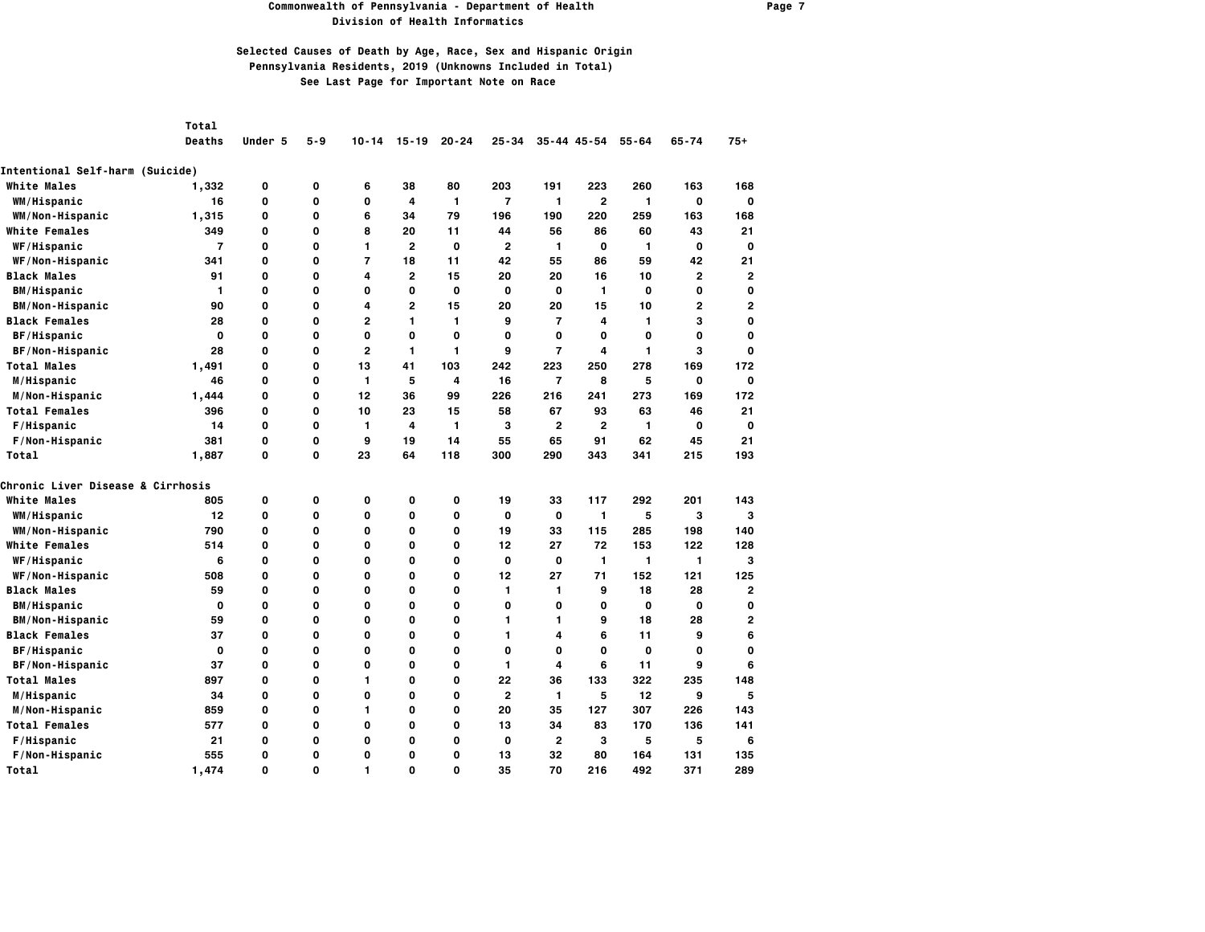**Commonwealth of Pennsylvania - Department of Health**
**Division of Health Informatics**

## Selected Causes of Death by Age, Race, Sex and Hispanic Origin
### Pennsylvania Residents, 2019 (Unknowns Included in Total)
### See Last Page for Important Note on Race

| | Total Deaths | Under 5 | 5-9 | 10-14 | 15-19 | 20-24 | 25-34 | 35-44 | 45-54 | 55-64 | 65-74 | 75+ |
|---|---|---|---|---|---|---|---|---|---|---|---|---|
| **Intentional Self-harm (Suicide)** | | | | | | | | | | | | |
| White Males | 1,332 | 0 | 0 | 6 | 38 | 80 | 203 | 191 | 223 | 260 | 163 | 168 |
| WM/Hispanic | 16 | 0 | 0 | 0 | 4 | 1 | 7 | 1 | 2 | 1 | 0 | 0 |
| WM/Non-Hispanic | 1,315 | 0 | 0 | 6 | 34 | 79 | 196 | 190 | 220 | 259 | 163 | 168 |
| White Females | 349 | 0 | 0 | 8 | 20 | 11 | 44 | 56 | 86 | 60 | 43 | 21 |
| WF/Hispanic | 7 | 0 | 0 | 1 | 2 | 0 | 2 | 1 | 0 | 1 | 0 | 0 |
| WF/Non-Hispanic | 341 | 0 | 0 | 7 | 18 | 11 | 42 | 55 | 86 | 59 | 42 | 21 |
| Black Males | 91 | 0 | 0 | 4 | 2 | 15 | 20 | 20 | 16 | 10 | 2 | 2 |
| BM/Hispanic | 1 | 0 | 0 | 0 | 0 | 0 | 0 | 0 | 1 | 0 | 0 | 0 |
| BM/Non-Hispanic | 90 | 0 | 0 | 4 | 2 | 15 | 20 | 20 | 15 | 10 | 2 | 2 |
| Black Females | 28 | 0 | 0 | 2 | 1 | 1 | 9 | 7 | 4 | 1 | 3 | 0 |
| BF/Hispanic | 0 | 0 | 0 | 0 | 0 | 0 | 0 | 0 | 0 | 0 | 0 | 0 |
| BF/Non-Hispanic | 28 | 0 | 0 | 2 | 1 | 1 | 9 | 7 | 4 | 1 | 3 | 0 |
| Total Males | 1,491 | 0 | 0 | 13 | 41 | 103 | 242 | 223 | 250 | 278 | 169 | 172 |
| M/Hispanic | 46 | 0 | 0 | 1 | 5 | 4 | 16 | 7 | 8 | 5 | 0 | 0 |
| M/Non-Hispanic | 1,444 | 0 | 0 | 12 | 36 | 99 | 226 | 216 | 241 | 273 | 169 | 172 |
| Total Females | 396 | 0 | 0 | 10 | 23 | 15 | 58 | 67 | 93 | 63 | 46 | 21 |
| F/Hispanic | 14 | 0 | 0 | 1 | 4 | 1 | 3 | 2 | 2 | 1 | 0 | 0 |
| F/Non-Hispanic | 381 | 0 | 0 | 9 | 19 | 14 | 55 | 65 | 91 | 62 | 45 | 21 |
| Total | 1,887 | 0 | 0 | 23 | 64 | 118 | 300 | 290 | 343 | 341 | 215 | 193 |
| **Chronic Liver Disease & Cirrhosis** | | | | | | | | | | | | |
| White Males | 805 | 0 | 0 | 0 | 0 | 0 | 19 | 33 | 117 | 292 | 201 | 143 |
| WM/Hispanic | 12 | 0 | 0 | 0 | 0 | 0 | 0 | 0 | 1 | 5 | 3 | 3 |
| WM/Non-Hispanic | 790 | 0 | 0 | 0 | 0 | 0 | 19 | 33 | 115 | 285 | 198 | 140 |
| White Females | 514 | 0 | 0 | 0 | 0 | 0 | 12 | 27 | 72 | 153 | 122 | 128 |
| WF/Hispanic | 6 | 0 | 0 | 0 | 0 | 0 | 0 | 0 | 1 | 1 | 1 | 3 |
| WF/Non-Hispanic | 508 | 0 | 0 | 0 | 0 | 0 | 12 | 27 | 71 | 152 | 121 | 125 |
| Black Males | 59 | 0 | 0 | 0 | 0 | 0 | 1 | 1 | 9 | 18 | 28 | 2 |
| BM/Hispanic | 0 | 0 | 0 | 0 | 0 | 0 | 0 | 0 | 0 | 0 | 0 | 0 |
| BM/Non-Hispanic | 59 | 0 | 0 | 0 | 0 | 0 | 1 | 1 | 9 | 18 | 28 | 2 |
| Black Females | 37 | 0 | 0 | 0 | 0 | 0 | 1 | 4 | 6 | 11 | 9 | 6 |
| BF/Hispanic | 0 | 0 | 0 | 0 | 0 | 0 | 0 | 0 | 0 | 0 | 0 | 0 |
| BF/Non-Hispanic | 37 | 0 | 0 | 0 | 0 | 0 | 1 | 4 | 6 | 11 | 9 | 6 |
| Total Males | 897 | 0 | 0 | 1 | 0 | 0 | 22 | 36 | 133 | 322 | 235 | 148 |
| M/Hispanic | 34 | 0 | 0 | 0 | 0 | 0 | 2 | 1 | 5 | 12 | 9 | 5 |
| M/Non-Hispanic | 859 | 0 | 0 | 1 | 0 | 0 | 20 | 35 | 127 | 307 | 226 | 143 |
| Total Females | 577 | 0 | 0 | 0 | 0 | 0 | 13 | 34 | 83 | 170 | 136 | 141 |
| F/Hispanic | 21 | 0 | 0 | 0 | 0 | 0 | 0 | 2 | 3 | 5 | 5 | 6 |
| F/Non-Hispanic | 555 | 0 | 0 | 0 | 0 | 0 | 13 | 32 | 80 | 164 | 131 | 135 |
| Total | 1,474 | 0 | 0 | 1 | 0 | 0 | 35 | 70 | 216 | 492 | 371 | 289 |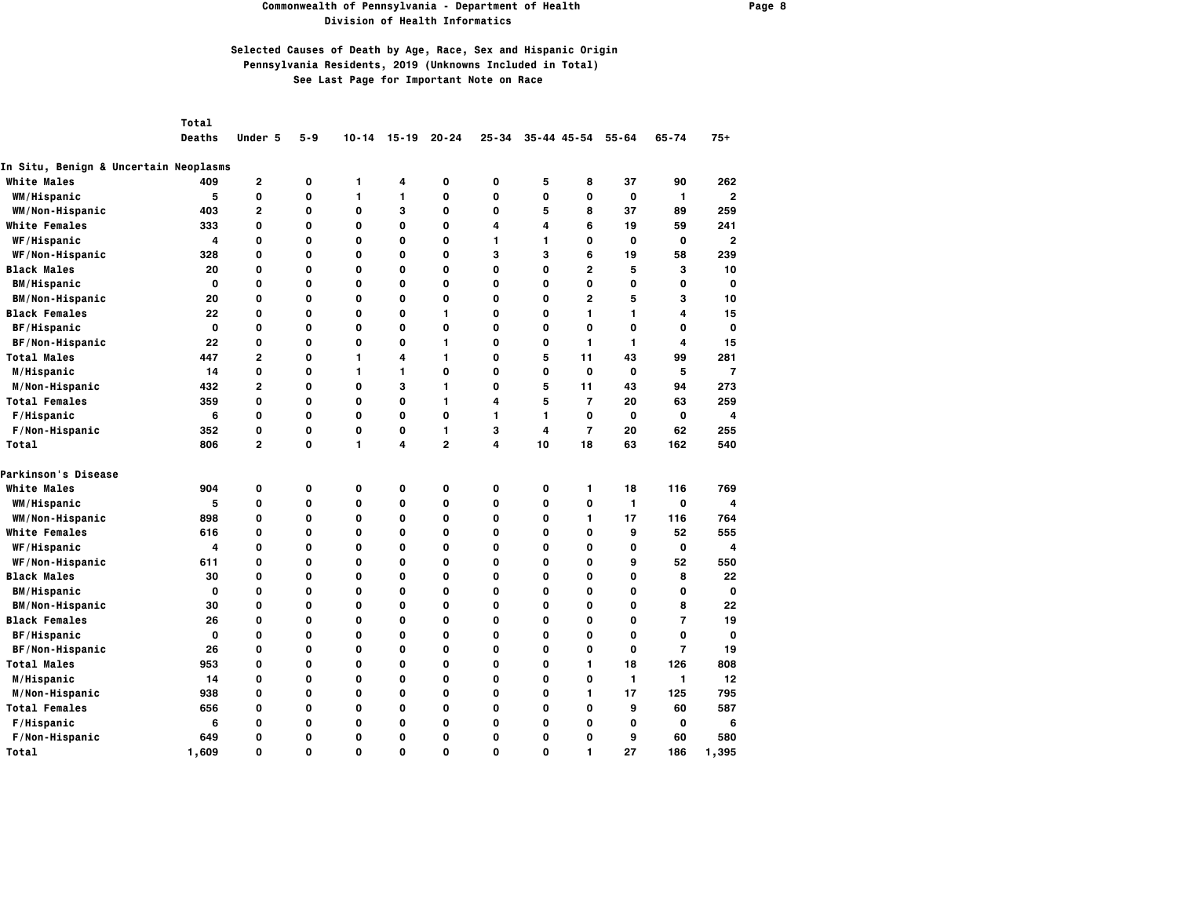Commonwealth of Pennsylvania - Department of Health
Division of Health Informatics

## Selected Causes of Death by Age, Race, Sex and Hispanic Origin
### Pennsylvania Residents, 2019 (Unknowns Included in Total)
See Last Page for Important Note on Race

| | Total Deaths | Under 5 | 5-9 | 10-14 | 15-19 | 20-24 | 25-34 | 35-44 | 45-54 | 55-64 | 65-74 | 75+ |
|---|---|---|---|---|---|---|---|---|---|---|---|---|
| **In Situ, Benign & Uncertain Neoplasms** | | | | | | | | | | | | |
| White Males | 409 | 2 | 0 | 1 | 4 | 0 | 0 | 5 | 8 | 37 | 90 | 262 |
| WM/Hispanic | 5 | 0 | 0 | 1 | 1 | 0 | 0 | 0 | 0 | 0 | 1 | 2 |
| WM/Non-Hispanic | 403 | 2 | 0 | 0 | 3 | 0 | 0 | 5 | 8 | 37 | 89 | 259 |
| White Females | 333 | 0 | 0 | 0 | 0 | 0 | 4 | 4 | 6 | 19 | 59 | 241 |
| WF/Hispanic | 4 | 0 | 0 | 0 | 0 | 0 | 1 | 1 | 0 | 0 | 0 | 2 |
| WF/Non-Hispanic | 328 | 0 | 0 | 0 | 0 | 0 | 3 | 3 | 6 | 19 | 58 | 239 |
| Black Males | 20 | 0 | 0 | 0 | 0 | 0 | 0 | 0 | 2 | 5 | 3 | 10 |
| BM/Hispanic | 0 | 0 | 0 | 0 | 0 | 0 | 0 | 0 | 0 | 0 | 0 | 0 |
| BM/Non-Hispanic | 20 | 0 | 0 | 0 | 0 | 0 | 0 | 0 | 2 | 5 | 3 | 10 |
| Black Females | 22 | 0 | 0 | 0 | 0 | 1 | 0 | 0 | 1 | 1 | 4 | 15 |
| BF/Hispanic | 0 | 0 | 0 | 0 | 0 | 0 | 0 | 0 | 0 | 0 | 0 | 0 |
| BF/Non-Hispanic | 22 | 0 | 0 | 0 | 0 | 1 | 0 | 0 | 1 | 1 | 4 | 15 |
| Total Males | 447 | 2 | 0 | 1 | 4 | 1 | 0 | 5 | 11 | 43 | 99 | 281 |
| M/Hispanic | 14 | 0 | 0 | 1 | 1 | 0 | 0 | 0 | 0 | 0 | 5 | 7 |
| M/Non-Hispanic | 432 | 2 | 0 | 0 | 3 | 1 | 0 | 5 | 11 | 43 | 94 | 273 |
| Total Females | 359 | 0 | 0 | 0 | 0 | 1 | 4 | 5 | 7 | 20 | 63 | 259 |
| F/Hispanic | 6 | 0 | 0 | 0 | 0 | 0 | 1 | 1 | 0 | 0 | 0 | 4 |
| F/Non-Hispanic | 352 | 0 | 0 | 0 | 0 | 1 | 3 | 4 | 7 | 20 | 62 | 255 |
| Total | 806 | 2 | 0 | 1 | 4 | 2 | 4 | 10 | 18 | 63 | 162 | 540 |
| **Parkinson's Disease** | | | | | | | | | | | | |
| White Males | 904 | 0 | 0 | 0 | 0 | 0 | 0 | 0 | 1 | 18 | 116 | 769 |
| WM/Hispanic | 5 | 0 | 0 | 0 | 0 | 0 | 0 | 0 | 0 | 1 | 0 | 4 |
| WM/Non-Hispanic | 898 | 0 | 0 | 0 | 0 | 0 | 0 | 0 | 1 | 17 | 116 | 764 |
| White Females | 616 | 0 | 0 | 0 | 0 | 0 | 0 | 0 | 0 | 9 | 52 | 555 |
| WF/Hispanic | 4 | 0 | 0 | 0 | 0 | 0 | 0 | 0 | 0 | 0 | 0 | 4 |
| WF/Non-Hispanic | 611 | 0 | 0 | 0 | 0 | 0 | 0 | 0 | 0 | 9 | 52 | 550 |
| Black Males | 30 | 0 | 0 | 0 | 0 | 0 | 0 | 0 | 0 | 0 | 8 | 22 |
| BM/Hispanic | 0 | 0 | 0 | 0 | 0 | 0 | 0 | 0 | 0 | 0 | 0 | 0 |
| BM/Non-Hispanic | 30 | 0 | 0 | 0 | 0 | 0 | 0 | 0 | 0 | 0 | 8 | 22 |
| Black Females | 26 | 0 | 0 | 0 | 0 | 0 | 0 | 0 | 0 | 0 | 7 | 19 |
| BF/Hispanic | 0 | 0 | 0 | 0 | 0 | 0 | 0 | 0 | 0 | 0 | 0 | 0 |
| BF/Non-Hispanic | 26 | 0 | 0 | 0 | 0 | 0 | 0 | 0 | 0 | 0 | 7 | 19 |
| Total Males | 953 | 0 | 0 | 0 | 0 | 0 | 0 | 0 | 1 | 18 | 126 | 808 |
| M/Hispanic | 14 | 0 | 0 | 0 | 0 | 0 | 0 | 0 | 0 | 1 | 1 | 12 |
| M/Non-Hispanic | 938 | 0 | 0 | 0 | 0 | 0 | 0 | 0 | 1 | 17 | 125 | 795 |
| Total Females | 656 | 0 | 0 | 0 | 0 | 0 | 0 | 0 | 0 | 9 | 60 | 587 |
| F/Hispanic | 6 | 0 | 0 | 0 | 0 | 0 | 0 | 0 | 0 | 0 | 0 | 6 |
| F/Non-Hispanic | 649 | 0 | 0 | 0 | 0 | 0 | 0 | 0 | 0 | 9 | 60 | 580 |
| Total | 1,609 | 0 | 0 | 0 | 0 | 0 | 0 | 0 | 1 | 27 | 186 | 1,395 |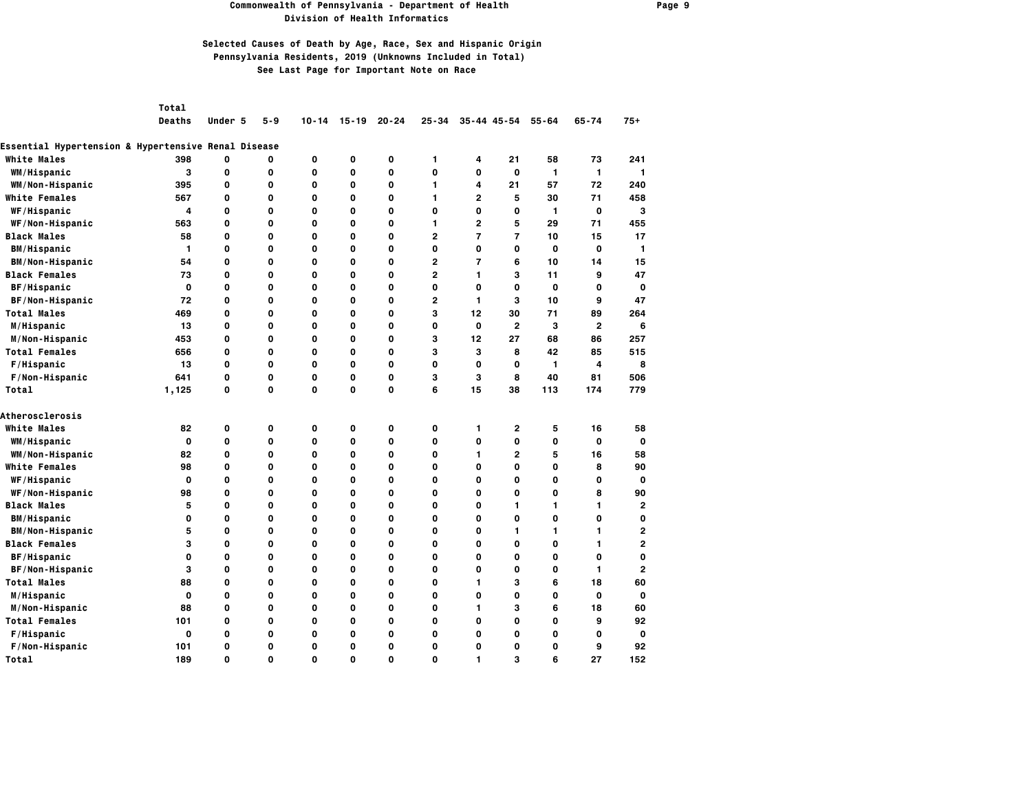# Commonwealth of Pennsylvania - Department of Health
## Division of Health Informatics

### Selected Causes of Death by Age, Race, Sex and Hispanic Origin
### Pennsylvania Residents, 2019 (Unknowns Included in Total)
### See Last Page for Important Note on Race

| | Total Deaths | Under 5 | 5-9 | 10-14 | 15-19 | 20-24 | 25-34 | 35-44 | 45-54 | 55-64 | 65-74 | 75+ |
|---|---|---|---|---|---|---|---|---|---|---|---|---|
| **Essential Hypertension & Hypertensive Renal Disease** | | | | | | | | | | | | |
| White Males | 398 | 0 | 0 | 0 | 0 | 0 | 1 | 4 | 21 | 58 | 73 | 241 |
| WM/Hispanic | 3 | 0 | 0 | 0 | 0 | 0 | 0 | 0 | 0 | 1 | 1 | 1 |
| WM/Non-Hispanic | 395 | 0 | 0 | 0 | 0 | 0 | 1 | 4 | 21 | 57 | 72 | 240 |
| White Females | 567 | 0 | 0 | 0 | 0 | 0 | 1 | 2 | 5 | 30 | 71 | 458 |
| WF/Hispanic | 4 | 0 | 0 | 0 | 0 | 0 | 0 | 0 | 0 | 1 | 0 | 3 |
| WF/Non-Hispanic | 563 | 0 | 0 | 0 | 0 | 0 | 1 | 2 | 5 | 29 | 71 | 455 |
| Black Males | 58 | 0 | 0 | 0 | 0 | 0 | 2 | 7 | 7 | 10 | 15 | 17 |
| BM/Hispanic | 1 | 0 | 0 | 0 | 0 | 0 | 0 | 0 | 0 | 0 | 0 | 1 |
| BM/Non-Hispanic | 54 | 0 | 0 | 0 | 0 | 0 | 2 | 7 | 6 | 10 | 14 | 15 |
| Black Females | 73 | 0 | 0 | 0 | 0 | 0 | 2 | 1 | 3 | 11 | 9 | 47 |
| BF/Hispanic | 0 | 0 | 0 | 0 | 0 | 0 | 0 | 0 | 0 | 0 | 0 | 0 |
| BF/Non-Hispanic | 72 | 0 | 0 | 0 | 0 | 0 | 2 | 1 | 3 | 10 | 9 | 47 |
| Total Males | 469 | 0 | 0 | 0 | 0 | 0 | 3 | 12 | 30 | 71 | 89 | 264 |
| M/Hispanic | 13 | 0 | 0 | 0 | 0 | 0 | 0 | 0 | 2 | 3 | 2 | 6 |
| M/Non-Hispanic | 453 | 0 | 0 | 0 | 0 | 0 | 3 | 12 | 27 | 68 | 86 | 257 |
| Total Females | 656 | 0 | 0 | 0 | 0 | 0 | 3 | 3 | 8 | 42 | 85 | 515 |
| F/Hispanic | 13 | 0 | 0 | 0 | 0 | 0 | 0 | 0 | 0 | 1 | 4 | 8 |
| F/Non-Hispanic | 641 | 0 | 0 | 0 | 0 | 0 | 3 | 3 | 8 | 40 | 81 | 506 |
| Total | 1,125 | 0 | 0 | 0 | 0 | 0 | 6 | 15 | 38 | 113 | 174 | 779 |
| **Atherosclerosis** | | | | | | | | | | | | |
| White Males | 82 | 0 | 0 | 0 | 0 | 0 | 0 | 1 | 2 | 5 | 16 | 58 |
| WM/Hispanic | 0 | 0 | 0 | 0 | 0 | 0 | 0 | 0 | 0 | 0 | 0 | 0 |
| WM/Non-Hispanic | 82 | 0 | 0 | 0 | 0 | 0 | 0 | 1 | 2 | 5 | 16 | 58 |
| White Females | 98 | 0 | 0 | 0 | 0 | 0 | 0 | 0 | 0 | 0 | 8 | 90 |
| WF/Hispanic | 0 | 0 | 0 | 0 | 0 | 0 | 0 | 0 | 0 | 0 | 0 | 0 |
| WF/Non-Hispanic | 98 | 0 | 0 | 0 | 0 | 0 | 0 | 0 | 0 | 0 | 8 | 90 |
| Black Males | 5 | 0 | 0 | 0 | 0 | 0 | 0 | 0 | 1 | 1 | 1 | 2 |
| BM/Hispanic | 0 | 0 | 0 | 0 | 0 | 0 | 0 | 0 | 0 | 0 | 0 | 0 |
| BM/Non-Hispanic | 5 | 0 | 0 | 0 | 0 | 0 | 0 | 0 | 1 | 1 | 1 | 2 |
| Black Females | 3 | 0 | 0 | 0 | 0 | 0 | 0 | 0 | 0 | 0 | 1 | 2 |
| BF/Hispanic | 0 | 0 | 0 | 0 | 0 | 0 | 0 | 0 | 0 | 0 | 0 | 0 |
| BF/Non-Hispanic | 3 | 0 | 0 | 0 | 0 | 0 | 0 | 0 | 0 | 0 | 1 | 2 |
| Total Males | 88 | 0 | 0 | 0 | 0 | 0 | 0 | 1 | 3 | 6 | 18 | 60 |
| M/Hispanic | 0 | 0 | 0 | 0 | 0 | 0 | 0 | 0 | 0 | 0 | 0 | 0 |
| M/Non-Hispanic | 88 | 0 | 0 | 0 | 0 | 0 | 0 | 1 | 3 | 6 | 18 | 60 |
| Total Females | 101 | 0 | 0 | 0 | 0 | 0 | 0 | 0 | 0 | 0 | 9 | 92 |
| F/Hispanic | 0 | 0 | 0 | 0 | 0 | 0 | 0 | 0 | 0 | 0 | 0 | 0 |
| F/Non-Hispanic | 101 | 0 | 0 | 0 | 0 | 0 | 0 | 0 | 0 | 0 | 9 | 92 |
| Total | 189 | 0 | 0 | 0 | 0 | 0 | 0 | 1 | 3 | 6 | 27 | 152 |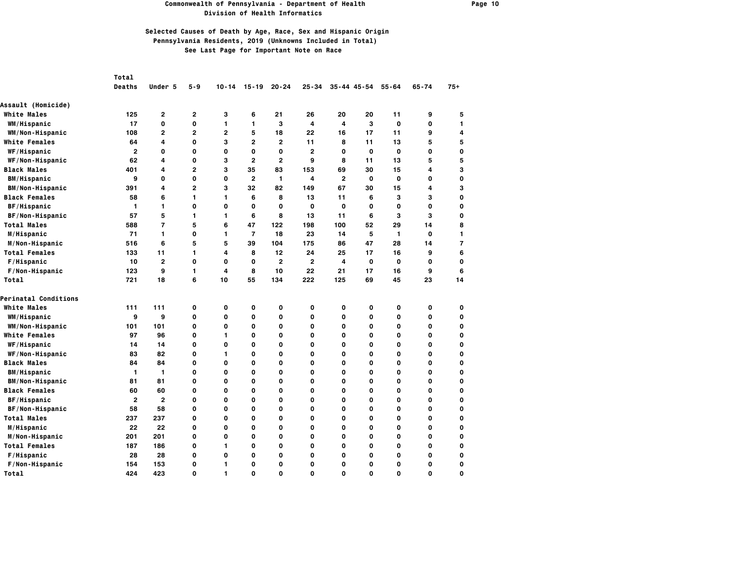Commonwealth of Pennsylvania - Department of Health
Division of Health Informatics

Selected Causes of Death by Age, Race, Sex and Hispanic Origin
Pennsylvania Residents, 2019 (Unknowns Included in Total)
See Last Page for Important Note on Race

| | Total Deaths | Under 5 | 5-9 | 10-14 | 15-19 | 20-24 | 25-34 | 35-44 | 45-54 | 55-64 | 65-74 | 75+ |
|---|---|---|---|---|---|---|---|---|---|---|---|---|
| **Assault (Homicide)** | | | | | | | | | | | | |
| White Males | 125 | 2 | 2 | 3 | 6 | 21 | 26 | 20 | 20 | 11 | 9 | 5 |
| WM/Hispanic | 17 | 0 | 0 | 1 | 1 | 3 | 4 | 4 | 3 | 0 | 0 | 1 |
| WM/Non-Hispanic | 108 | 2 | 2 | 2 | 5 | 18 | 22 | 16 | 17 | 11 | 9 | 4 |
| White Females | 64 | 4 | 0 | 3 | 2 | 2 | 11 | 8 | 11 | 13 | 5 | 5 |
| WF/Hispanic | 2 | 0 | 0 | 0 | 0 | 0 | 2 | 0 | 0 | 0 | 0 | 0 |
| WF/Non-Hispanic | 62 | 4 | 0 | 3 | 2 | 2 | 9 | 8 | 11 | 13 | 5 | 5 |
| Black Males | 401 | 4 | 2 | 3 | 35 | 83 | 153 | 69 | 30 | 15 | 4 | 3 |
| BM/Hispanic | 9 | 0 | 0 | 0 | 2 | 1 | 4 | 2 | 0 | 0 | 0 | 0 |
| BM/Non-Hispanic | 391 | 4 | 2 | 3 | 32 | 82 | 149 | 67 | 30 | 15 | 4 | 3 |
| Black Females | 58 | 6 | 1 | 1 | 6 | 8 | 13 | 11 | 6 | 3 | 3 | 0 |
| BF/Hispanic | 1 | 1 | 0 | 0 | 0 | 0 | 0 | 0 | 0 | 0 | 0 | 0 |
| BF/Non-Hispanic | 57 | 5 | 1 | 1 | 6 | 8 | 13 | 11 | 6 | 3 | 3 | 0 |
| Total Males | 588 | 7 | 5 | 6 | 47 | 122 | 198 | 100 | 52 | 29 | 14 | 8 |
| M/Hispanic | 71 | 1 | 0 | 1 | 7 | 18 | 23 | 14 | 5 | 1 | 0 | 1 |
| M/Non-Hispanic | 516 | 6 | 5 | 5 | 39 | 104 | 175 | 86 | 47 | 28 | 14 | 7 |
| Total Females | 133 | 11 | 1 | 4 | 8 | 12 | 24 | 25 | 17 | 16 | 9 | 6 |
| F/Hispanic | 10 | 2 | 0 | 0 | 0 | 2 | 2 | 4 | 0 | 0 | 0 | 0 |
| F/Non-Hispanic | 123 | 9 | 1 | 4 | 8 | 10 | 22 | 21 | 17 | 16 | 9 | 6 |
| Total | 721 | 18 | 6 | 10 | 55 | 134 | 222 | 125 | 69 | 45 | 23 | 14 |
| **Perinatal Conditions** | | | | | | | | | | | | |
| White Males | 111 | 111 | 0 | 0 | 0 | 0 | 0 | 0 | 0 | 0 | 0 | 0 |
| WM/Hispanic | 9 | 9 | 0 | 0 | 0 | 0 | 0 | 0 | 0 | 0 | 0 | 0 |
| WM/Non-Hispanic | 101 | 101 | 0 | 0 | 0 | 0 | 0 | 0 | 0 | 0 | 0 | 0 |
| White Females | 97 | 96 | 0 | 1 | 0 | 0 | 0 | 0 | 0 | 0 | 0 | 0 |
| WF/Hispanic | 14 | 14 | 0 | 0 | 0 | 0 | 0 | 0 | 0 | 0 | 0 | 0 |
| WF/Non-Hispanic | 83 | 82 | 0 | 1 | 0 | 0 | 0 | 0 | 0 | 0 | 0 | 0 |
| Black Males | 84 | 84 | 0 | 0 | 0 | 0 | 0 | 0 | 0 | 0 | 0 | 0 |
| BM/Hispanic | 1 | 1 | 0 | 0 | 0 | 0 | 0 | 0 | 0 | 0 | 0 | 0 |
| BM/Non-Hispanic | 81 | 81 | 0 | 0 | 0 | 0 | 0 | 0 | 0 | 0 | 0 | 0 |
| Black Females | 60 | 60 | 0 | 0 | 0 | 0 | 0 | 0 | 0 | 0 | 0 | 0 |
| BF/Hispanic | 2 | 2 | 0 | 0 | 0 | 0 | 0 | 0 | 0 | 0 | 0 | 0 |
| BF/Non-Hispanic | 58 | 58 | 0 | 0 | 0 | 0 | 0 | 0 | 0 | 0 | 0 | 0 |
| Total Males | 237 | 237 | 0 | 0 | 0 | 0 | 0 | 0 | 0 | 0 | 0 | 0 |
| M/Hispanic | 22 | 22 | 0 | 0 | 0 | 0 | 0 | 0 | 0 | 0 | 0 | 0 |
| M/Non-Hispanic | 201 | 201 | 0 | 0 | 0 | 0 | 0 | 0 | 0 | 0 | 0 | 0 |
| Total Females | 187 | 186 | 0 | 1 | 0 | 0 | 0 | 0 | 0 | 0 | 0 | 0 |
| F/Hispanic | 28 | 28 | 0 | 0 | 0 | 0 | 0 | 0 | 0 | 0 | 0 | 0 |
| F/Non-Hispanic | 154 | 153 | 0 | 1 | 0 | 0 | 0 | 0 | 0 | 0 | 0 | 0 |
| Total | 424 | 423 | 0 | 1 | 0 | 0 | 0 | 0 | 0 | 0 | 0 | 0 |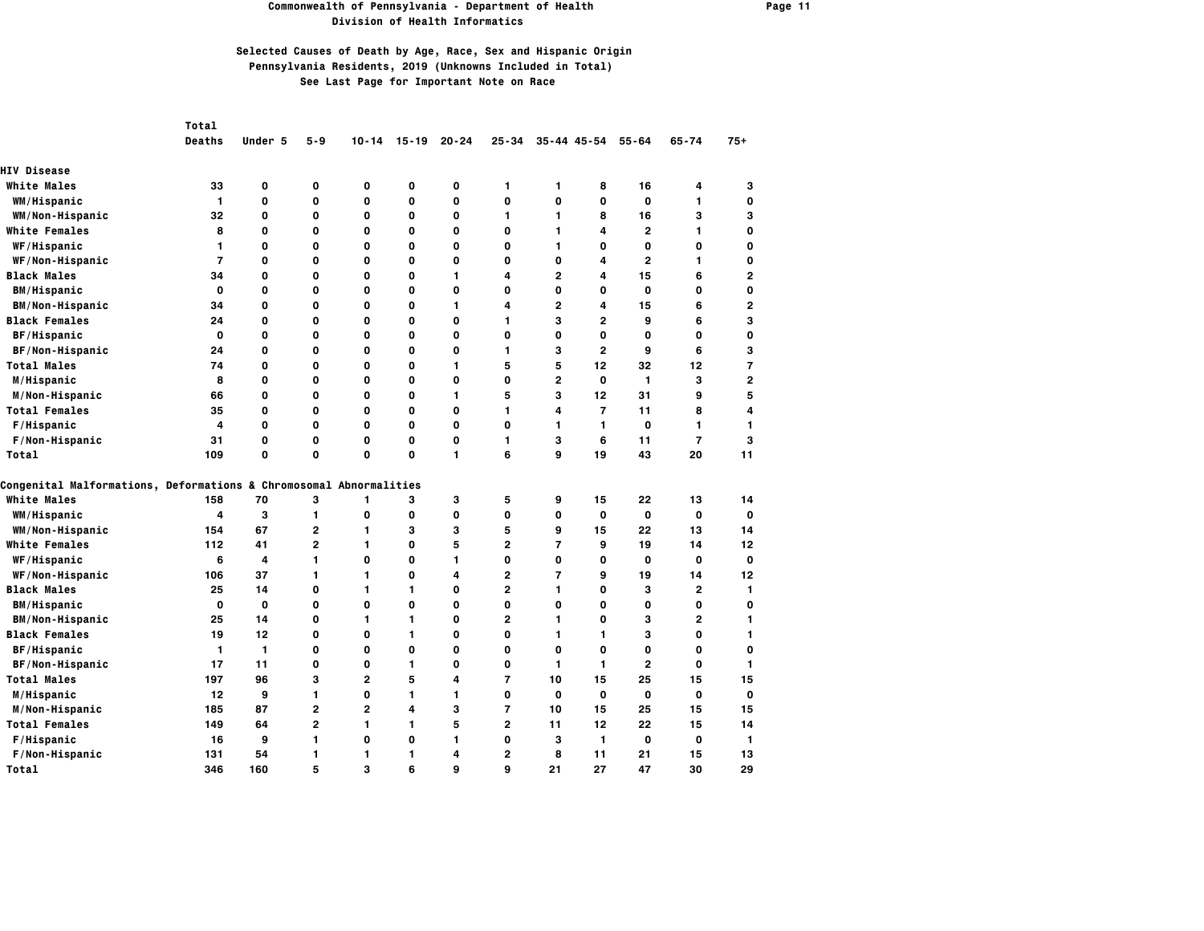# Commonwealth of Pennsylvania - Department of Health
## Division of Health Informatics

### Selected Causes of Death by Age, Race, Sex and Hispanic Origin
### Pennsylvania Residents, 2019 (Unknowns Included in Total)
### See Last Page for Important Note on Race

| | Total Deaths | Under 5 | 5-9 | 10-14 | 15-19 | 20-24 | 25-34 | 35-44 | 45-54 | 55-64 | 65-74 | 75+ |
|---|---|---|---|---|---|---|---|---|---|---|---|---|
| **HIV Disease** | | | | | | | | | | | | |
| White Males | 33 | 0 | 0 | 0 | 0 | 0 | 1 | 1 | 8 | 16 | 4 | 3 |
| WM/Hispanic | 1 | 0 | 0 | 0 | 0 | 0 | 0 | 0 | 0 | 0 | 1 | 0 |
| WM/Non-Hispanic | 32 | 0 | 0 | 0 | 0 | 0 | 1 | 1 | 8 | 16 | 3 | 3 |
| White Females | 8 | 0 | 0 | 0 | 0 | 0 | 0 | 1 | 4 | 2 | 1 | 0 |
| WF/Hispanic | 1 | 0 | 0 | 0 | 0 | 0 | 0 | 1 | 0 | 0 | 0 | 0 |
| WF/Non-Hispanic | 7 | 0 | 0 | 0 | 0 | 0 | 0 | 0 | 4 | 2 | 1 | 0 |
| Black Males | 34 | 0 | 0 | 0 | 0 | 1 | 4 | 2 | 4 | 15 | 6 | 2 |
| BM/Hispanic | 0 | 0 | 0 | 0 | 0 | 0 | 0 | 0 | 0 | 0 | 0 | 0 |
| BM/Non-Hispanic | 34 | 0 | 0 | 0 | 0 | 1 | 4 | 2 | 4 | 15 | 6 | 2 |
| Black Females | 24 | 0 | 0 | 0 | 0 | 0 | 1 | 3 | 2 | 9 | 6 | 3 |
| BF/Hispanic | 0 | 0 | 0 | 0 | 0 | 0 | 0 | 0 | 0 | 0 | 0 | 0 |
| BF/Non-Hispanic | 24 | 0 | 0 | 0 | 0 | 0 | 1 | 3 | 2 | 9 | 6 | 3 |
| Total Males | 74 | 0 | 0 | 0 | 0 | 1 | 5 | 5 | 12 | 32 | 12 | 7 |
| M/Hispanic | 8 | 0 | 0 | 0 | 0 | 0 | 0 | 2 | 0 | 1 | 3 | 2 |
| M/Non-Hispanic | 66 | 0 | 0 | 0 | 0 | 1 | 5 | 3 | 12 | 31 | 9 | 5 |
| Total Females | 35 | 0 | 0 | 0 | 0 | 0 | 1 | 4 | 7 | 11 | 8 | 4 |
| F/Hispanic | 4 | 0 | 0 | 0 | 0 | 0 | 0 | 1 | 1 | 0 | 1 | 1 |
| F/Non-Hispanic | 31 | 0 | 0 | 0 | 0 | 0 | 1 | 3 | 6 | 11 | 7 | 3 |
| Total | 109 | 0 | 0 | 0 | 0 | 1 | 6 | 9 | 19 | 43 | 20 | 11 |
| **Congenital Malformations, Deformations & Chromosomal Abnormalities** | | | | | | | | | | | | |
| White Males | 158 | 70 | 3 | 1 | 3 | 3 | 5 | 9 | 15 | 22 | 13 | 14 |
| WM/Hispanic | 4 | 3 | 1 | 0 | 0 | 0 | 0 | 0 | 0 | 0 | 0 | 0 |
| WM/Non-Hispanic | 154 | 67 | 2 | 1 | 3 | 3 | 5 | 9 | 15 | 22 | 13 | 14 |
| White Females | 112 | 41 | 2 | 1 | 0 | 5 | 2 | 7 | 9 | 19 | 14 | 12 |
| WF/Hispanic | 6 | 4 | 1 | 0 | 0 | 1 | 0 | 0 | 0 | 0 | 0 | 0 |
| WF/Non-Hispanic | 106 | 37 | 1 | 1 | 0 | 4 | 2 | 7 | 9 | 19 | 14 | 12 |
| Black Males | 25 | 14 | 0 | 1 | 1 | 0 | 2 | 1 | 0 | 3 | 2 | 1 |
| BM/Hispanic | 0 | 0 | 0 | 0 | 0 | 0 | 0 | 0 | 0 | 0 | 0 | 0 |
| BM/Non-Hispanic | 25 | 14 | 0 | 1 | 1 | 0 | 2 | 1 | 0 | 3 | 2 | 1 |
| Black Females | 19 | 12 | 0 | 0 | 1 | 0 | 0 | 1 | 1 | 3 | 0 | 1 |
| BF/Hispanic | 1 | 1 | 0 | 0 | 0 | 0 | 0 | 0 | 0 | 0 | 0 | 0 |
| BF/Non-Hispanic | 17 | 11 | 0 | 0 | 1 | 0 | 0 | 1 | 1 | 2 | 0 | 1 |
| Total Males | 197 | 96 | 3 | 2 | 5 | 4 | 7 | 10 | 15 | 25 | 15 | 15 |
| M/Hispanic | 12 | 9 | 1 | 0 | 1 | 1 | 0 | 0 | 0 | 0 | 0 | 0 |
| M/Non-Hispanic | 185 | 87 | 2 | 2 | 4 | 3 | 7 | 10 | 15 | 25 | 15 | 15 |
| Total Females | 149 | 64 | 2 | 1 | 1 | 5 | 2 | 11 | 12 | 22 | 15 | 14 |
| F/Hispanic | 16 | 9 | 1 | 0 | 0 | 1 | 0 | 3 | 1 | 0 | 0 | 1 |
| F/Non-Hispanic | 131 | 54 | 1 | 1 | 1 | 4 | 2 | 8 | 11 | 21 | 15 | 13 |
| Total | 346 | 160 | 5 | 3 | 6 | 9 | 9 | 21 | 27 | 47 | 30 | 29 |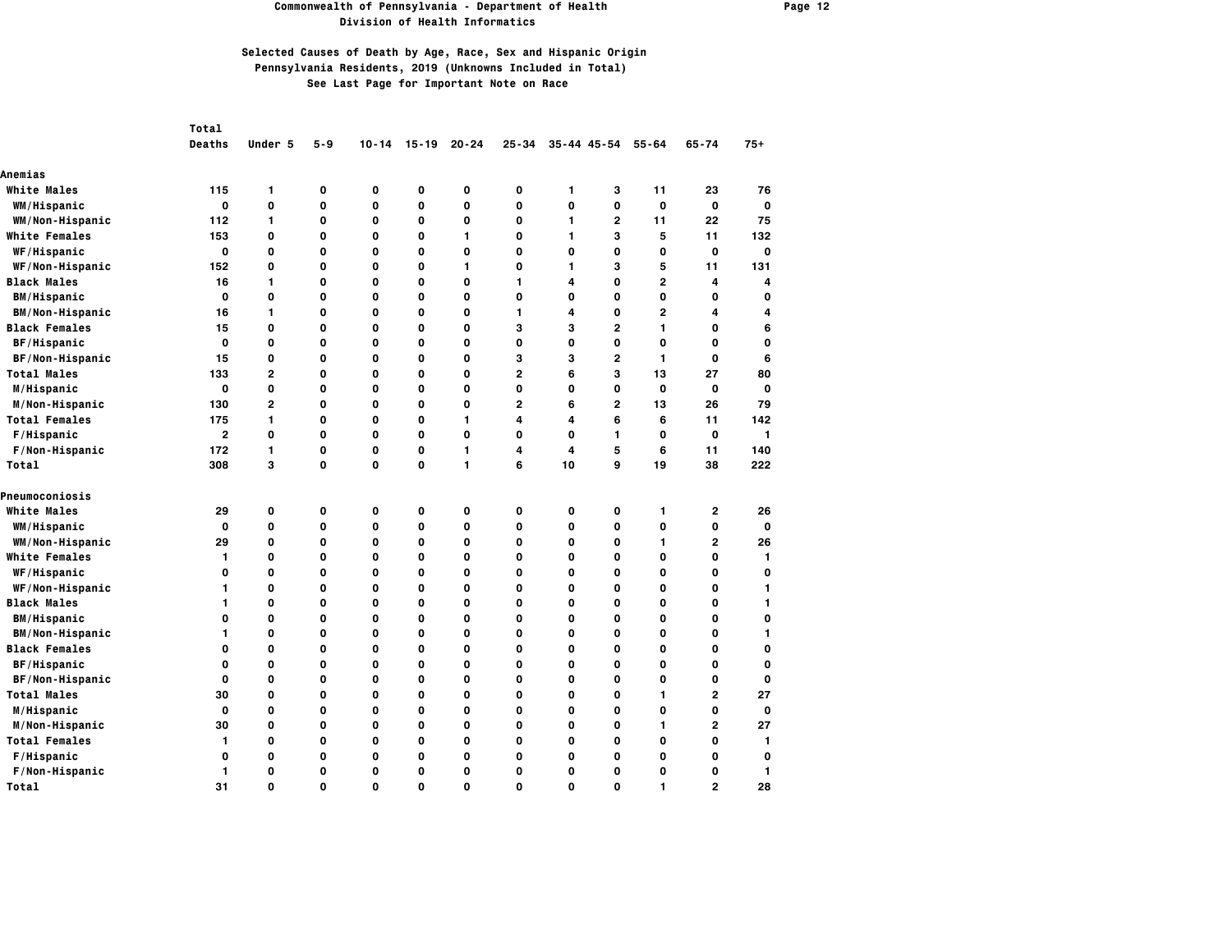# Commonwealth of Pennsylvania - Department of Health
## Division of Health Informatics

### Selected Causes of Death by Age, Race, Sex and Hispanic Origin
### Pennsylvania Residents, 2019 (Unknowns Included in Total)
### See Last Page for Important Note on Race

| | Total Deaths | Under 5 | 5-9 | 10-14 | 15-19 | 20-24 | 25-34 | 35-44 | 45-54 | 55-64 | 65-74 | 75+ |
|---|---|---|---|---|---|---|---|---|---|---|---|---|
| **Anemias** | | | | | | | | | | | | |
| White Males | 115 | 1 | 0 | 0 | 0 | 0 | 0 | 1 | 3 | 11 | 23 | 76 |
| WM/Hispanic | 0 | 0 | 0 | 0 | 0 | 0 | 0 | 0 | 0 | 0 | 0 | 0 |
| WM/Non-Hispanic | 112 | 1 | 0 | 0 | 0 | 0 | 0 | 1 | 2 | 11 | 22 | 75 |
| White Females | 153 | 0 | 0 | 0 | 0 | 1 | 0 | 1 | 3 | 5 | 11 | 132 |
| WF/Hispanic | 0 | 0 | 0 | 0 | 0 | 0 | 0 | 0 | 0 | 0 | 0 | 0 |
| WF/Non-Hispanic | 152 | 0 | 0 | 0 | 0 | 1 | 0 | 1 | 3 | 5 | 11 | 131 |
| Black Males | 16 | 1 | 0 | 0 | 0 | 0 | 1 | 4 | 0 | 2 | 4 | 4 |
| BM/Hispanic | 0 | 0 | 0 | 0 | 0 | 0 | 0 | 0 | 0 | 0 | 0 | 0 |
| BM/Non-Hispanic | 16 | 1 | 0 | 0 | 0 | 0 | 1 | 4 | 0 | 2 | 4 | 4 |
| Black Females | 15 | 0 | 0 | 0 | 0 | 0 | 3 | 3 | 2 | 1 | 0 | 6 |
| BF/Hispanic | 0 | 0 | 0 | 0 | 0 | 0 | 0 | 0 | 0 | 0 | 0 | 0 |
| BF/Non-Hispanic | 15 | 0 | 0 | 0 | 0 | 0 | 3 | 3 | 2 | 1 | 0 | 6 |
| Total Males | 133 | 2 | 0 | 0 | 0 | 0 | 2 | 6 | 3 | 13 | 27 | 80 |
| M/Hispanic | 0 | 0 | 0 | 0 | 0 | 0 | 0 | 0 | 0 | 0 | 0 | 0 |
| M/Non-Hispanic | 130 | 2 | 0 | 0 | 0 | 0 | 2 | 6 | 2 | 13 | 26 | 79 |
| Total Females | 175 | 1 | 0 | 0 | 0 | 1 | 4 | 4 | 6 | 6 | 11 | 142 |
| F/Hispanic | 2 | 0 | 0 | 0 | 0 | 0 | 0 | 0 | 1 | 0 | 0 | 1 |
| F/Non-Hispanic | 172 | 1 | 0 | 0 | 0 | 1 | 4 | 4 | 5 | 6 | 11 | 140 |
| Total | 308 | 3 | 0 | 0 | 0 | 1 | 6 | 10 | 9 | 19 | 38 | 222 |
| **Pneumoconiosis** | | | | | | | | | | | | |
| White Males | 29 | 0 | 0 | 0 | 0 | 0 | 0 | 0 | 0 | 1 | 2 | 26 |
| WM/Hispanic | 0 | 0 | 0 | 0 | 0 | 0 | 0 | 0 | 0 | 0 | 0 | 0 |
| WM/Non-Hispanic | 29 | 0 | 0 | 0 | 0 | 0 | 0 | 0 | 0 | 1 | 2 | 26 |
| White Females | 1 | 0 | 0 | 0 | 0 | 0 | 0 | 0 | 0 | 0 | 0 | 1 |
| WF/Hispanic | 0 | 0 | 0 | 0 | 0 | 0 | 0 | 0 | 0 | 0 | 0 | 0 |
| WF/Non-Hispanic | 1 | 0 | 0 | 0 | 0 | 0 | 0 | 0 | 0 | 0 | 0 | 1 |
| Black Males | 1 | 0 | 0 | 0 | 0 | 0 | 0 | 0 | 0 | 0 | 0 | 1 |
| BM/Hispanic | 0 | 0 | 0 | 0 | 0 | 0 | 0 | 0 | 0 | 0 | 0 | 0 |
| BM/Non-Hispanic | 1 | 0 | 0 | 0 | 0 | 0 | 0 | 0 | 0 | 0 | 0 | 1 |
| Black Females | 0 | 0 | 0 | 0 | 0 | 0 | 0 | 0 | 0 | 0 | 0 | 0 |
| BF/Hispanic | 0 | 0 | 0 | 0 | 0 | 0 | 0 | 0 | 0 | 0 | 0 | 0 |
| BF/Non-Hispanic | 0 | 0 | 0 | 0 | 0 | 0 | 0 | 0 | 0 | 0 | 0 | 0 |
| Total Males | 30 | 0 | 0 | 0 | 0 | 0 | 0 | 0 | 0 | 1 | 2 | 27 |
| M/Hispanic | 0 | 0 | 0 | 0 | 0 | 0 | 0 | 0 | 0 | 0 | 0 | 0 |
| M/Non-Hispanic | 30 | 0 | 0 | 0 | 0 | 0 | 0 | 0 | 0 | 1 | 2 | 27 |
| Total Females | 1 | 0 | 0 | 0 | 0 | 0 | 0 | 0 | 0 | 0 | 0 | 1 |
| F/Hispanic | 0 | 0 | 0 | 0 | 0 | 0 | 0 | 0 | 0 | 0 | 0 | 0 |
| F/Non-Hispanic | 1 | 0 | 0 | 0 | 0 | 0 | 0 | 0 | 0 | 0 | 0 | 1 |
| Total | 31 | 0 | 0 | 0 | 0 | 0 | 0 | 0 | 0 | 1 | 2 | 28 |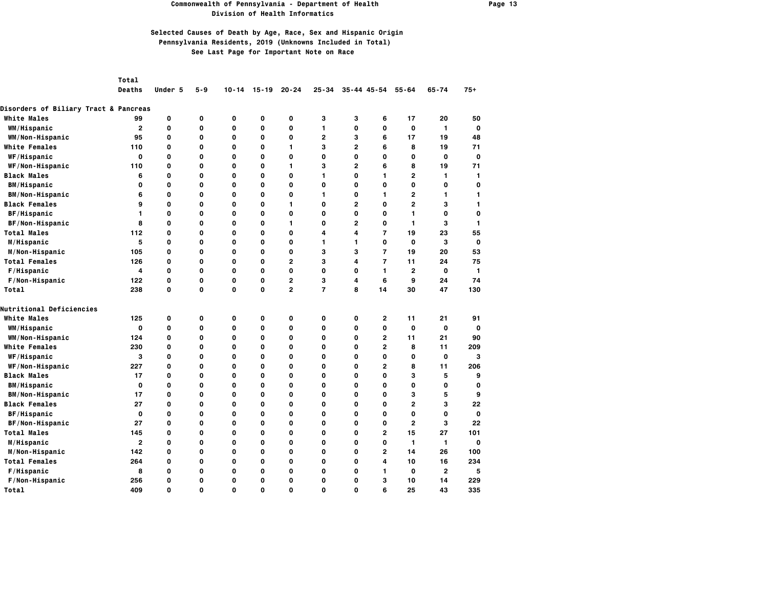Commonwealth of Pennsylvania - Department of Health
Division of Health Informatics

## Selected Causes of Death by Age, Race, Sex and Hispanic Origin
### Pennsylvania Residents, 2019 (Unknowns Included in Total)
See Last Page for Important Note on Race

| | Total Deaths | Under 5 | 5-9 | 10-14 | 15-19 | 20-24 | 25-34 | 35-44 | 45-54 | 55-64 | 65-74 | 75+ |
|---|---|---|---|---|---|---|---|---|---|---|---|---|
| **Disorders of Biliary Tract & Pancreas** | | | | | | | | | | | | |
| White Males | 99 | 0 | 0 | 0 | 0 | 0 | 3 | 3 | 6 | 17 | 20 | 50 |
| WM/Hispanic | 2 | 0 | 0 | 0 | 0 | 0 | 1 | 0 | 0 | 0 | 1 | 0 |
| WM/Non-Hispanic | 95 | 0 | 0 | 0 | 0 | 0 | 2 | 3 | 6 | 17 | 19 | 48 |
| White Females | 110 | 0 | 0 | 0 | 0 | 1 | 3 | 2 | 6 | 8 | 19 | 71 |
| WF/Hispanic | 0 | 0 | 0 | 0 | 0 | 0 | 0 | 0 | 0 | 0 | 0 | 0 |
| WF/Non-Hispanic | 110 | 0 | 0 | 0 | 0 | 1 | 3 | 2 | 6 | 8 | 19 | 71 |
| Black Males | 6 | 0 | 0 | 0 | 0 | 0 | 1 | 0 | 1 | 2 | 1 | 1 |
| BM/Hispanic | 0 | 0 | 0 | 0 | 0 | 0 | 0 | 0 | 0 | 0 | 0 | 0 |
| BM/Non-Hispanic | 6 | 0 | 0 | 0 | 0 | 0 | 1 | 0 | 1 | 2 | 1 | 1 |
| Black Females | 9 | 0 | 0 | 0 | 0 | 1 | 0 | 2 | 0 | 2 | 3 | 1 |
| BF/Hispanic | 1 | 0 | 0 | 0 | 0 | 0 | 0 | 0 | 0 | 1 | 0 | 0 |
| BF/Non-Hispanic | 8 | 0 | 0 | 0 | 0 | 1 | 0 | 2 | 0 | 1 | 3 | 1 |
| Total Males | 112 | 0 | 0 | 0 | 0 | 0 | 4 | 4 | 7 | 19 | 23 | 55 |
| M/Hispanic | 5 | 0 | 0 | 0 | 0 | 0 | 1 | 1 | 0 | 0 | 3 | 0 |
| M/Non-Hispanic | 105 | 0 | 0 | 0 | 0 | 0 | 3 | 3 | 7 | 19 | 20 | 53 |
| Total Females | 126 | 0 | 0 | 0 | 0 | 2 | 3 | 4 | 7 | 11 | 24 | 75 |
| F/Hispanic | 4 | 0 | 0 | 0 | 0 | 0 | 0 | 0 | 1 | 2 | 0 | 1 |
| F/Non-Hispanic | 122 | 0 | 0 | 0 | 0 | 2 | 3 | 4 | 6 | 9 | 24 | 74 |
| Total | 238 | 0 | 0 | 0 | 0 | 2 | 7 | 8 | 14 | 30 | 47 | 130 |
| **Nutritional Deficiencies** | | | | | | | | | | | | |
| White Males | 125 | 0 | 0 | 0 | 0 | 0 | 0 | 0 | 2 | 11 | 21 | 91 |
| WM/Hispanic | 0 | 0 | 0 | 0 | 0 | 0 | 0 | 0 | 0 | 0 | 0 | 0 |
| WM/Non-Hispanic | 124 | 0 | 0 | 0 | 0 | 0 | 0 | 0 | 2 | 11 | 21 | 90 |
| White Females | 230 | 0 | 0 | 0 | 0 | 0 | 0 | 0 | 2 | 8 | 11 | 209 |
| WF/Hispanic | 3 | 0 | 0 | 0 | 0 | 0 | 0 | 0 | 0 | 0 | 0 | 3 |
| WF/Non-Hispanic | 227 | 0 | 0 | 0 | 0 | 0 | 0 | 0 | 2 | 8 | 11 | 206 |
| Black Males | 17 | 0 | 0 | 0 | 0 | 0 | 0 | 0 | 0 | 3 | 5 | 9 |
| BM/Hispanic | 0 | 0 | 0 | 0 | 0 | 0 | 0 | 0 | 0 | 0 | 0 | 0 |
| BM/Non-Hispanic | 17 | 0 | 0 | 0 | 0 | 0 | 0 | 0 | 0 | 3 | 5 | 9 |
| Black Females | 27 | 0 | 0 | 0 | 0 | 0 | 0 | 0 | 0 | 2 | 3 | 22 |
| BF/Hispanic | 0 | 0 | 0 | 0 | 0 | 0 | 0 | 0 | 0 | 0 | 0 | 0 |
| BF/Non-Hispanic | 27 | 0 | 0 | 0 | 0 | 0 | 0 | 0 | 0 | 2 | 3 | 22 |
| Total Males | 145 | 0 | 0 | 0 | 0 | 0 | 0 | 0 | 2 | 15 | 27 | 101 |
| M/Hispanic | 2 | 0 | 0 | 0 | 0 | 0 | 0 | 0 | 0 | 1 | 1 | 0 |
| M/Non-Hispanic | 142 | 0 | 0 | 0 | 0 | 0 | 0 | 0 | 2 | 14 | 26 | 100 |
| Total Females | 264 | 0 | 0 | 0 | 0 | 0 | 0 | 0 | 4 | 10 | 16 | 234 |
| F/Hispanic | 8 | 0 | 0 | 0 | 0 | 0 | 0 | 0 | 1 | 0 | 2 | 5 |
| F/Non-Hispanic | 256 | 0 | 0 | 0 | 0 | 0 | 0 | 0 | 3 | 10 | 14 | 229 |
| Total | 409 | 0 | 0 | 0 | 0 | 0 | 0 | 0 | 6 | 25 | 43 | 335 |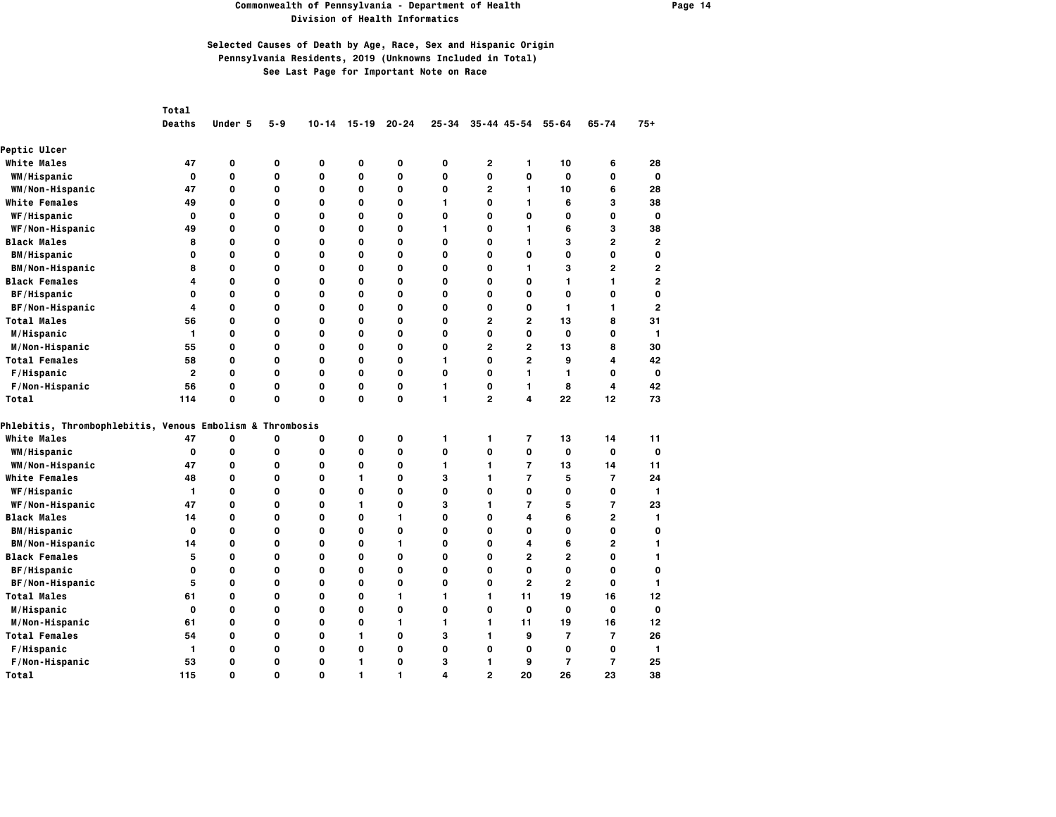**Commonwealth of Pennsylvania - Department of Health**
**Division of Health Informatics**

**Selected Causes of Death by Age, Race, Sex and Hispanic Origin**
**Pennsylvania Residents, 2019 (Unknowns Included in Total)**
**See Last Page for Important Note on Race**

| | Total Deaths | Under 5 | 5-9 | 10-14 | 15-19 | 20-24 | 25-34 | 35-44 | 45-54 | 55-64 | 65-74 | 75+ |
|---|---|---|---|---|---|---|---|---|---|---|---|---|
| **Peptic Ulcer** | | | | | | | | | | | | |
| White Males | 47 | 0 | 0 | 0 | 0 | 0 | 0 | 2 | 1 | 10 | 6 | 28 |
| WM/Hispanic | 0 | 0 | 0 | 0 | 0 | 0 | 0 | 0 | 0 | 0 | 0 | 0 |
| WM/Non-Hispanic | 47 | 0 | 0 | 0 | 0 | 0 | 0 | 2 | 1 | 10 | 6 | 28 |
| White Females | 49 | 0 | 0 | 0 | 0 | 0 | 1 | 0 | 1 | 6 | 3 | 38 |
| WF/Hispanic | 0 | 0 | 0 | 0 | 0 | 0 | 0 | 0 | 0 | 0 | 0 | 0 |
| WF/Non-Hispanic | 49 | 0 | 0 | 0 | 0 | 0 | 1 | 0 | 1 | 6 | 3 | 38 |
| Black Males | 8 | 0 | 0 | 0 | 0 | 0 | 0 | 0 | 1 | 3 | 2 | 2 |
| BM/Hispanic | 0 | 0 | 0 | 0 | 0 | 0 | 0 | 0 | 0 | 0 | 0 | 0 |
| BM/Non-Hispanic | 8 | 0 | 0 | 0 | 0 | 0 | 0 | 0 | 1 | 3 | 2 | 2 |
| Black Females | 4 | 0 | 0 | 0 | 0 | 0 | 0 | 0 | 0 | 1 | 1 | 2 |
| BF/Hispanic | 0 | 0 | 0 | 0 | 0 | 0 | 0 | 0 | 0 | 0 | 0 | 0 |
| BF/Non-Hispanic | 4 | 0 | 0 | 0 | 0 | 0 | 0 | 0 | 0 | 1 | 1 | 2 |
| Total Males | 56 | 0 | 0 | 0 | 0 | 0 | 0 | 2 | 2 | 13 | 8 | 31 |
| M/Hispanic | 1 | 0 | 0 | 0 | 0 | 0 | 0 | 0 | 0 | 0 | 0 | 1 |
| M/Non-Hispanic | 55 | 0 | 0 | 0 | 0 | 0 | 0 | 2 | 2 | 13 | 8 | 30 |
| Total Females | 58 | 0 | 0 | 0 | 0 | 0 | 1 | 0 | 2 | 9 | 4 | 42 |
| F/Hispanic | 2 | 0 | 0 | 0 | 0 | 0 | 0 | 0 | 1 | 1 | 0 | 0 |
| F/Non-Hispanic | 56 | 0 | 0 | 0 | 0 | 0 | 1 | 0 | 1 | 8 | 4 | 42 |
| Total | 114 | 0 | 0 | 0 | 0 | 0 | 1 | 2 | 4 | 22 | 12 | 73 |
| **Phlebitis, Thrombophlebitis, Venous Embolism & Thrombosis** | | | | | | | | | | | | |
| White Males | 47 | 0 | 0 | 0 | 0 | 0 | 1 | 1 | 7 | 13 | 14 | 11 |
| WM/Hispanic | 0 | 0 | 0 | 0 | 0 | 0 | 0 | 0 | 0 | 0 | 0 | 0 |
| WM/Non-Hispanic | 47 | 0 | 0 | 0 | 0 | 0 | 1 | 1 | 7 | 13 | 14 | 11 |
| White Females | 48 | 0 | 0 | 0 | 1 | 0 | 3 | 1 | 7 | 5 | 7 | 24 |
| WF/Hispanic | 1 | 0 | 0 | 0 | 0 | 0 | 0 | 0 | 0 | 0 | 0 | 1 |
| WF/Non-Hispanic | 47 | 0 | 0 | 0 | 1 | 0 | 3 | 1 | 7 | 5 | 7 | 23 |
| Black Males | 14 | 0 | 0 | 0 | 0 | 1 | 0 | 0 | 4 | 6 | 2 | 1 |
| BM/Hispanic | 0 | 0 | 0 | 0 | 0 | 0 | 0 | 0 | 0 | 0 | 0 | 0 |
| BM/Non-Hispanic | 14 | 0 | 0 | 0 | 0 | 1 | 0 | 0 | 4 | 6 | 2 | 1 |
| Black Females | 5 | 0 | 0 | 0 | 0 | 0 | 0 | 0 | 2 | 2 | 0 | 1 |
| BF/Hispanic | 0 | 0 | 0 | 0 | 0 | 0 | 0 | 0 | 0 | 0 | 0 | 0 |
| BF/Non-Hispanic | 5 | 0 | 0 | 0 | 0 | 0 | 0 | 0 | 2 | 2 | 0 | 1 |
| Total Males | 61 | 0 | 0 | 0 | 0 | 1 | 1 | 1 | 11 | 19 | 16 | 12 |
| M/Hispanic | 0 | 0 | 0 | 0 | 0 | 0 | 0 | 0 | 0 | 0 | 0 | 0 |
| M/Non-Hispanic | 61 | 0 | 0 | 0 | 0 | 1 | 1 | 1 | 11 | 19 | 16 | 12 |
| Total Females | 54 | 0 | 0 | 0 | 1 | 0 | 3 | 1 | 9 | 7 | 7 | 26 |
| F/Hispanic | 1 | 0 | 0 | 0 | 0 | 0 | 0 | 0 | 0 | 0 | 0 | 1 |
| F/Non-Hispanic | 53 | 0 | 0 | 0 | 1 | 0 | 3 | 1 | 9 | 7 | 7 | 25 |
| Total | 115 | 0 | 0 | 0 | 1 | 1 | 4 | 2 | 20 | 26 | 23 | 38 |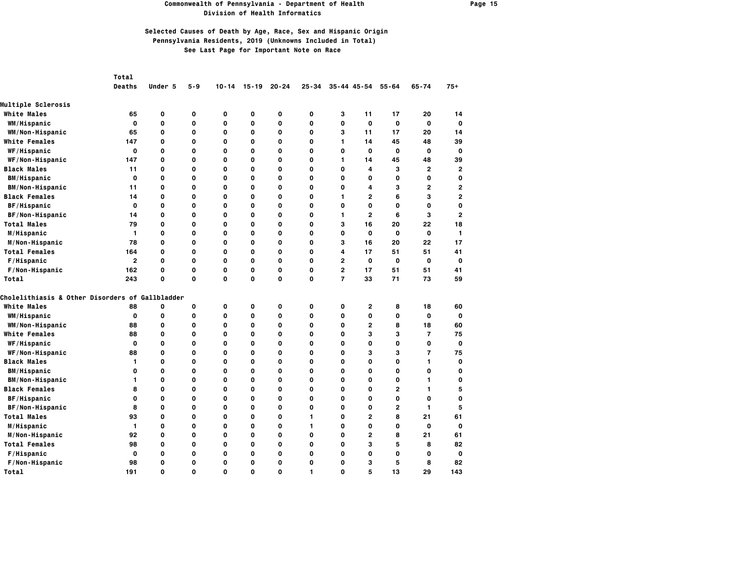Commonwealth of Pennsylvania - Department of Health
Division of Health Informatics

## Selected Causes of Death by Age, Race, Sex and Hispanic Origin
### Pennsylvania Residents, 2019 (Unknowns Included in Total)
### See Last Page for Important Note on Race

| | Total Deaths | Under 5 | 5-9 | 10-14 | 15-19 | 20-24 | 25-34 | 35-44 | 45-54 | 55-64 | 65-74 | 75+ |
|---|---|---|---|---|---|---|---|---|---|---|---|---|
| **Multiple Sclerosis** | | | | | | | | | | | | |
| White Males | 65 | 0 | 0 | 0 | 0 | 0 | 0 | 3 | 11 | 17 | 20 | 14 |
| WM/Hispanic | 0 | 0 | 0 | 0 | 0 | 0 | 0 | 0 | 0 | 0 | 0 | 0 |
| WM/Non-Hispanic | 65 | 0 | 0 | 0 | 0 | 0 | 0 | 3 | 11 | 17 | 20 | 14 |
| White Females | 147 | 0 | 0 | 0 | 0 | 0 | 0 | 1 | 14 | 45 | 48 | 39 |
| WF/Hispanic | 0 | 0 | 0 | 0 | 0 | 0 | 0 | 0 | 0 | 0 | 0 | 0 |
| WF/Non-Hispanic | 147 | 0 | 0 | 0 | 0 | 0 | 0 | 1 | 14 | 45 | 48 | 39 |
| Black Males | 11 | 0 | 0 | 0 | 0 | 0 | 0 | 0 | 4 | 3 | 2 | 2 |
| BM/Hispanic | 0 | 0 | 0 | 0 | 0 | 0 | 0 | 0 | 0 | 0 | 0 | 0 |
| BM/Non-Hispanic | 11 | 0 | 0 | 0 | 0 | 0 | 0 | 0 | 4 | 3 | 2 | 2 |
| Black Females | 14 | 0 | 0 | 0 | 0 | 0 | 0 | 1 | 2 | 6 | 3 | 2 |
| BF/Hispanic | 0 | 0 | 0 | 0 | 0 | 0 | 0 | 0 | 0 | 0 | 0 | 0 |
| BF/Non-Hispanic | 14 | 0 | 0 | 0 | 0 | 0 | 0 | 1 | 2 | 6 | 3 | 2 |
| Total Males | 79 | 0 | 0 | 0 | 0 | 0 | 0 | 3 | 16 | 20 | 22 | 18 |
| M/Hispanic | 1 | 0 | 0 | 0 | 0 | 0 | 0 | 0 | 0 | 0 | 0 | 1 |
| M/Non-Hispanic | 78 | 0 | 0 | 0 | 0 | 0 | 0 | 3 | 16 | 20 | 22 | 17 |
| Total Females | 164 | 0 | 0 | 0 | 0 | 0 | 0 | 4 | 17 | 51 | 51 | 41 |
| F/Hispanic | 2 | 0 | 0 | 0 | 0 | 0 | 0 | 2 | 0 | 0 | 0 | 0 |
| F/Non-Hispanic | 162 | 0 | 0 | 0 | 0 | 0 | 0 | 2 | 17 | 51 | 51 | 41 |
| Total | 243 | 0 | 0 | 0 | 0 | 0 | 0 | 7 | 33 | 71 | 73 | 59 |
| **Cholelithiasis & Other Disorders of Gallbladder** | | | | | | | | | | | | |
| White Males | 88 | 0 | 0 | 0 | 0 | 0 | 0 | 0 | 2 | 8 | 18 | 60 |
| WM/Hispanic | 0 | 0 | 0 | 0 | 0 | 0 | 0 | 0 | 0 | 0 | 0 | 0 |
| WM/Non-Hispanic | 88 | 0 | 0 | 0 | 0 | 0 | 0 | 0 | 2 | 8 | 18 | 60 |
| White Females | 88 | 0 | 0 | 0 | 0 | 0 | 0 | 0 | 3 | 3 | 7 | 75 |
| WF/Hispanic | 0 | 0 | 0 | 0 | 0 | 0 | 0 | 0 | 0 | 0 | 0 | 0 |
| WF/Non-Hispanic | 88 | 0 | 0 | 0 | 0 | 0 | 0 | 0 | 3 | 3 | 7 | 75 |
| Black Males | 1 | 0 | 0 | 0 | 0 | 0 | 0 | 0 | 0 | 0 | 1 | 0 |
| BM/Hispanic | 0 | 0 | 0 | 0 | 0 | 0 | 0 | 0 | 0 | 0 | 0 | 0 |
| BM/Non-Hispanic | 1 | 0 | 0 | 0 | 0 | 0 | 0 | 0 | 0 | 0 | 1 | 0 |
| Black Females | 8 | 0 | 0 | 0 | 0 | 0 | 0 | 0 | 0 | 2 | 1 | 5 |
| BF/Hispanic | 0 | 0 | 0 | 0 | 0 | 0 | 0 | 0 | 0 | 0 | 0 | 0 |
| BF/Non-Hispanic | 8 | 0 | 0 | 0 | 0 | 0 | 0 | 0 | 0 | 2 | 1 | 5 |
| Total Males | 93 | 0 | 0 | 0 | 0 | 0 | 1 | 0 | 2 | 8 | 21 | 61 |
| M/Hispanic | 1 | 0 | 0 | 0 | 0 | 0 | 1 | 0 | 0 | 0 | 0 | 0 |
| M/Non-Hispanic | 92 | 0 | 0 | 0 | 0 | 0 | 0 | 0 | 2 | 8 | 21 | 61 |
| Total Females | 98 | 0 | 0 | 0 | 0 | 0 | 0 | 0 | 3 | 5 | 8 | 82 |
| F/Hispanic | 0 | 0 | 0 | 0 | 0 | 0 | 0 | 0 | 0 | 0 | 0 | 0 |
| F/Non-Hispanic | 98 | 0 | 0 | 0 | 0 | 0 | 0 | 0 | 3 | 5 | 8 | 82 |
| Total | 191 | 0 | 0 | 0 | 0 | 0 | 1 | 0 | 5 | 13 | 29 | 143 |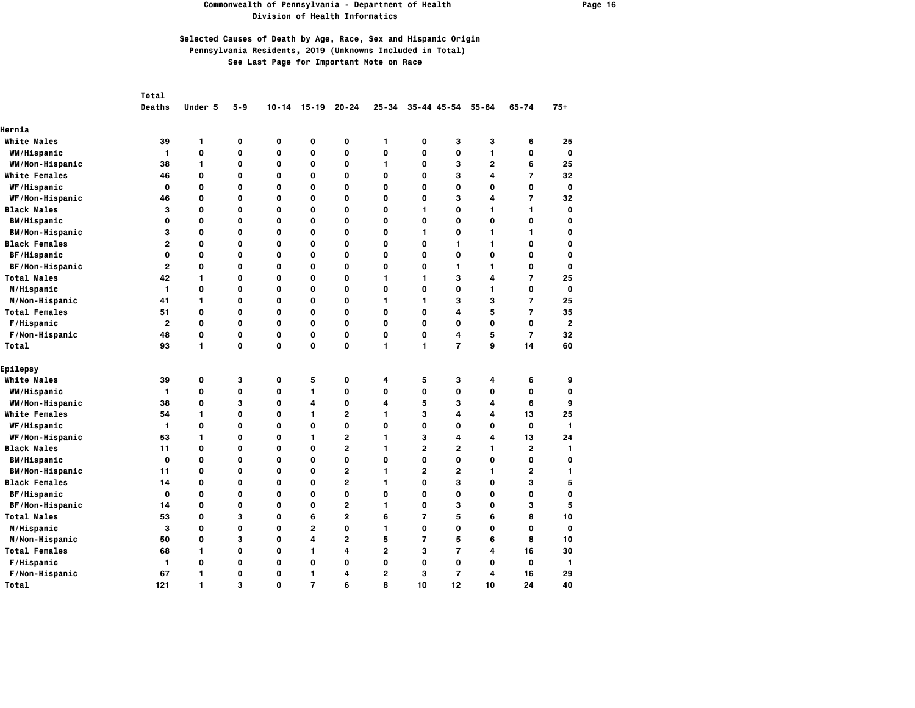# Commonwealth of Pennsylvania - Department of Health
## Division of Health Informatics

### Selected Causes of Death by Age, Race, Sex and Hispanic Origin
### Pennsylvania Residents, 2019 (Unknowns Included in Total)
### See Last Page for Important Note on Race

| | Total Deaths | Under 5 | 5-9 | 10-14 | 15-19 | 20-24 | 25-34 | 35-44 | 45-54 | 55-64 | 65-74 | 75+ |
|---|---|---|---|---|---|---|---|---|---|---|---|---|
| **Hernia** | | | | | | | | | | | | |
| White Males | 39 | 1 | 0 | 0 | 0 | 0 | 1 | 0 | 3 | 3 | 6 | 25 |
| WM/Hispanic | 1 | 0 | 0 | 0 | 0 | 0 | 0 | 0 | 0 | 1 | 0 | 0 |
| WM/Non-Hispanic | 38 | 1 | 0 | 0 | 0 | 0 | 1 | 0 | 3 | 2 | 6 | 25 |
| White Females | 46 | 0 | 0 | 0 | 0 | 0 | 0 | 0 | 3 | 4 | 7 | 32 |
| WF/Hispanic | 0 | 0 | 0 | 0 | 0 | 0 | 0 | 0 | 0 | 0 | 0 | 0 |
| WF/Non-Hispanic | 46 | 0 | 0 | 0 | 0 | 0 | 0 | 0 | 3 | 4 | 7 | 32 |
| Black Males | 3 | 0 | 0 | 0 | 0 | 0 | 0 | 1 | 0 | 1 | 1 | 0 |
| BM/Hispanic | 0 | 0 | 0 | 0 | 0 | 0 | 0 | 0 | 0 | 0 | 0 | 0 |
| BM/Non-Hispanic | 3 | 0 | 0 | 0 | 0 | 0 | 0 | 1 | 0 | 1 | 1 | 0 |
| Black Females | 2 | 0 | 0 | 0 | 0 | 0 | 0 | 0 | 1 | 1 | 0 | 0 |
| BF/Hispanic | 0 | 0 | 0 | 0 | 0 | 0 | 0 | 0 | 0 | 0 | 0 | 0 |
| BF/Non-Hispanic | 2 | 0 | 0 | 0 | 0 | 0 | 0 | 0 | 1 | 1 | 0 | 0 |
| Total Males | 42 | 1 | 0 | 0 | 0 | 0 | 1 | 1 | 3 | 4 | 7 | 25 |
| M/Hispanic | 1 | 0 | 0 | 0 | 0 | 0 | 0 | 0 | 0 | 1 | 0 | 0 |
| M/Non-Hispanic | 41 | 1 | 0 | 0 | 0 | 0 | 1 | 1 | 3 | 3 | 7 | 25 |
| Total Females | 51 | 0 | 0 | 0 | 0 | 0 | 0 | 0 | 4 | 5 | 7 | 35 |
| F/Hispanic | 2 | 0 | 0 | 0 | 0 | 0 | 0 | 0 | 0 | 0 | 0 | 2 |
| F/Non-Hispanic | 48 | 0 | 0 | 0 | 0 | 0 | 0 | 0 | 4 | 5 | 7 | 32 |
| Total | 93 | 1 | 0 | 0 | 0 | 0 | 1 | 1 | 7 | 9 | 14 | 60 |
| **Epilepsy** | | | | | | | | | | | | |
| White Males | 39 | 0 | 3 | 0 | 5 | 0 | 4 | 5 | 3 | 4 | 6 | 9 |
| WM/Hispanic | 1 | 0 | 0 | 0 | 1 | 0 | 0 | 0 | 0 | 0 | 0 | 0 |
| WM/Non-Hispanic | 38 | 0 | 3 | 0 | 4 | 0 | 4 | 5 | 3 | 4 | 6 | 9 |
| White Females | 54 | 1 | 0 | 0 | 1 | 2 | 1 | 3 | 4 | 4 | 13 | 25 |
| WF/Hispanic | 1 | 0 | 0 | 0 | 0 | 0 | 0 | 0 | 0 | 0 | 0 | 1 |
| WF/Non-Hispanic | 53 | 1 | 0 | 0 | 1 | 2 | 1 | 3 | 4 | 4 | 13 | 24 |
| Black Males | 11 | 0 | 0 | 0 | 0 | 2 | 1 | 2 | 2 | 1 | 2 | 1 |
| BM/Hispanic | 0 | 0 | 0 | 0 | 0 | 0 | 0 | 0 | 0 | 0 | 0 | 0 |
| BM/Non-Hispanic | 11 | 0 | 0 | 0 | 0 | 2 | 1 | 2 | 2 | 1 | 2 | 1 |
| Black Females | 14 | 0 | 0 | 0 | 0 | 2 | 1 | 0 | 3 | 0 | 3 | 5 |
| BF/Hispanic | 0 | 0 | 0 | 0 | 0 | 0 | 0 | 0 | 0 | 0 | 0 | 0 |
| BF/Non-Hispanic | 14 | 0 | 0 | 0 | 0 | 2 | 1 | 0 | 3 | 0 | 3 | 5 |
| Total Males | 53 | 0 | 3 | 0 | 6 | 2 | 6 | 7 | 5 | 6 | 8 | 10 |
| M/Hispanic | 3 | 0 | 0 | 0 | 2 | 0 | 1 | 0 | 0 | 0 | 0 | 0 |
| M/Non-Hispanic | 50 | 0 | 3 | 0 | 4 | 2 | 5 | 7 | 5 | 6 | 8 | 10 |
| Total Females | 68 | 1 | 0 | 0 | 1 | 4 | 2 | 3 | 7 | 4 | 16 | 30 |
| F/Hispanic | 1 | 0 | 0 | 0 | 0 | 0 | 0 | 0 | 0 | 0 | 0 | 1 |
| F/Non-Hispanic | 67 | 1 | 0 | 0 | 1 | 4 | 2 | 3 | 7 | 4 | 16 | 29 |
| Total | 121 | 1 | 3 | 0 | 7 | 6 | 8 | 10 | 12 | 10 | 24 | 40 |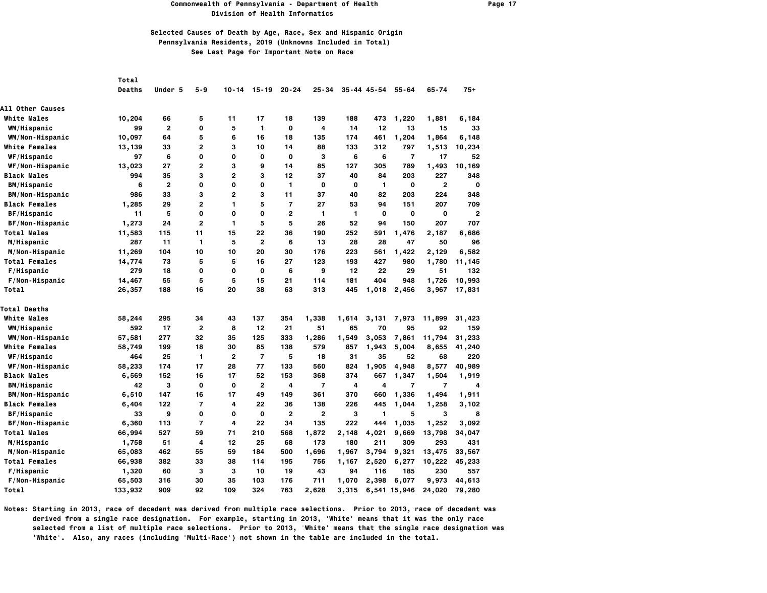# Commonwealth of Pennsylvania - Department of Health
## Division of Health Informatics

### Selected Causes of Death by Age, Race, Sex and Hispanic Origin
### Pennsylvania Residents, 2019 (Unknowns Included in Total)
### See Last Page for Important Note on Race

| | Total Deaths | Under 5 | 5-9 | 10-14 | 15-19 | 20-24 | 25-34 | 35-44 | 45-54 | 55-64 | 65-74 | 75+ |
|---|---|---|---|---|---|---|---|---|---|---|---|---|
| **All Other Causes** | | | | | | | | | | | | |
| White Males | 10,204 | 66 | 5 | 11 | 17 | 18 | 139 | 188 | 473 | 1,220 | 1,881 | 6,184 |
| WM/Hispanic | 99 | 2 | 0 | 5 | 1 | 0 | 4 | 14 | 12 | 13 | 15 | 33 |
| WM/Non-Hispanic | 10,097 | 64 | 5 | 6 | 16 | 18 | 135 | 174 | 461 | 1,204 | 1,864 | 6,148 |
| White Females | 13,139 | 33 | 2 | 3 | 10 | 14 | 88 | 133 | 312 | 797 | 1,513 | 10,234 |
| WF/Hispanic | 97 | 6 | 0 | 0 | 0 | 0 | 3 | 6 | 6 | 7 | 17 | 52 |
| WF/Non-Hispanic | 13,023 | 27 | 2 | 3 | 9 | 14 | 85 | 127 | 305 | 789 | 1,493 | 10,169 |
| Black Males | 994 | 35 | 3 | 2 | 3 | 12 | 37 | 40 | 84 | 203 | 227 | 348 |
| BM/Hispanic | 6 | 2 | 0 | 0 | 0 | 1 | 0 | 0 | 1 | 0 | 2 | 0 |
| BM/Non-Hispanic | 986 | 33 | 3 | 2 | 3 | 11 | 37 | 40 | 82 | 203 | 224 | 348 |
| Black Females | 1,285 | 29 | 2 | 1 | 5 | 7 | 27 | 53 | 94 | 151 | 207 | 709 |
| BF/Hispanic | 11 | 5 | 0 | 0 | 0 | 2 | 1 | 1 | 0 | 0 | 0 | 2 |
| BF/Non-Hispanic | 1,273 | 24 | 2 | 1 | 5 | 5 | 26 | 52 | 94 | 150 | 207 | 707 |
| Total Males | 11,583 | 115 | 11 | 15 | 22 | 36 | 190 | 252 | 591 | 1,476 | 2,187 | 6,686 |
| M/Hispanic | 287 | 11 | 1 | 5 | 2 | 6 | 13 | 28 | 28 | 47 | 50 | 96 |
| M/Non-Hispanic | 11,269 | 104 | 10 | 10 | 20 | 30 | 176 | 223 | 561 | 1,422 | 2,129 | 6,582 |
| Total Females | 14,774 | 73 | 5 | 5 | 16 | 27 | 123 | 193 | 427 | 980 | 1,780 | 11,145 |
| F/Hispanic | 279 | 18 | 0 | 0 | 0 | 6 | 9 | 12 | 22 | 29 | 51 | 132 |
| F/Non-Hispanic | 14,467 | 55 | 5 | 5 | 15 | 21 | 114 | 181 | 404 | 948 | 1,726 | 10,993 |
| Total | 26,357 | 188 | 16 | 20 | 38 | 63 | 313 | 445 | 1,018 | 2,456 | 3,967 | 17,831 |
| **Total Deaths** | | | | | | | | | | | | |
| White Males | 58,244 | 295 | 34 | 43 | 137 | 354 | 1,338 | 1,614 | 3,131 | 7,973 | 11,899 | 31,423 |
| WM/Hispanic | 592 | 17 | 2 | 8 | 12 | 21 | 51 | 65 | 70 | 95 | 92 | 159 |
| WM/Non-Hispanic | 57,581 | 277 | 32 | 35 | 125 | 333 | 1,286 | 1,549 | 3,053 | 7,861 | 11,794 | 31,233 |
| White Females | 58,749 | 199 | 18 | 30 | 85 | 138 | 579 | 857 | 1,943 | 5,004 | 8,655 | 41,240 |
| WF/Hispanic | 464 | 25 | 1 | 2 | 7 | 5 | 18 | 31 | 35 | 52 | 68 | 220 |
| WF/Non-Hispanic | 58,233 | 174 | 17 | 28 | 77 | 133 | 560 | 824 | 1,905 | 4,948 | 8,577 | 40,989 |
| Black Males | 6,569 | 152 | 16 | 17 | 52 | 153 | 368 | 374 | 667 | 1,347 | 1,504 | 1,919 |
| BM/Hispanic | 42 | 3 | 0 | 0 | 2 | 4 | 7 | 4 | 4 | 7 | 7 | 4 |
| BM/Non-Hispanic | 6,510 | 147 | 16 | 17 | 49 | 149 | 361 | 370 | 660 | 1,336 | 1,494 | 1,911 |
| Black Females | 6,404 | 122 | 7 | 4 | 22 | 36 | 138 | 226 | 445 | 1,044 | 1,258 | 3,102 |
| BF/Hispanic | 33 | 9 | 0 | 0 | 0 | 2 | 2 | 3 | 1 | 5 | 3 | 8 |
| BF/Non-Hispanic | 6,360 | 113 | 7 | 4 | 22 | 34 | 135 | 222 | 444 | 1,035 | 1,252 | 3,092 |
| Total Males | 66,994 | 527 | 59 | 71 | 210 | 568 | 1,872 | 2,148 | 4,021 | 9,669 | 13,798 | 34,047 |
| M/Hispanic | 1,758 | 51 | 4 | 12 | 25 | 68 | 173 | 180 | 211 | 309 | 293 | 431 |
| M/Non-Hispanic | 65,083 | 462 | 55 | 59 | 184 | 500 | 1,696 | 1,967 | 3,794 | 9,321 | 13,475 | 33,567 |
| Total Females | 66,938 | 382 | 33 | 38 | 114 | 195 | 756 | 1,167 | 2,520 | 6,277 | 10,222 | 45,233 |
| F/Hispanic | 1,320 | 60 | 3 | 3 | 10 | 19 | 43 | 94 | 116 | 185 | 230 | 557 |
| F/Non-Hispanic | 65,503 | 316 | 30 | 35 | 103 | 176 | 711 | 1,070 | 2,398 | 6,077 | 9,973 | 44,613 |
| Total | 133,932 | 909 | 92 | 109 | 324 | 763 | 2,628 | 3,315 | 6,541 | 15,946 | 24,020 | 79,280 |

Notes: Starting in 2013, race of decedent was derived from multiple race selections. Prior to 2013, race of decedent was derived from a single race designation. For example, starting in 2013, 'White' means that it was the only race selected from a list of multiple race selections. Prior to 2013, 'White' means that the single race designation was 'White'. Also, any races (including 'Multi-Race') not shown in the table are included in the total.